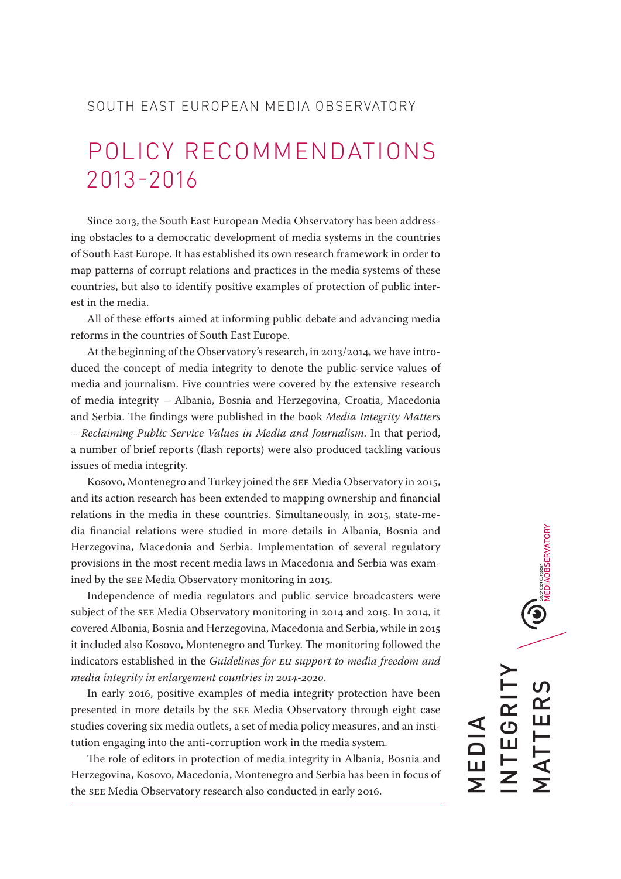SOUTH EAST EUROPEAN MEDIA OBSERVATORY

# POLICY RECOMMENDATIONS 2013-2016

Since 2013, the South East European Media Observatory has been addressing obstacles to a democratic development of media systems in the countries of South East Europe. It has established its own research framework in order to map patterns of corrupt relations and practices in the media systems of these countries, but also to identify positive examples of protection of public interest in the media.

All of these efforts aimed at informing public debate and advancing media reforms in the countries of South East Europe.

At the beginning of the Observatory's research, in 2013/2014, we have introduced the concept of media integrity to denote the public-service values of media and journalism. Five countries were covered by the extensive research of media integrity – Albania, Bosnia and Herzegovina, Croatia, Macedonia and Serbia. The findings were published in the book *Media Integrity Matters – Reclaiming Public Service Values in Media and Journalism*. In that period, a number of brief reports (flash reports) were also produced tackling various issues of media integrity.

Kosovo, Montenegro and Turkey joined the SEE Media Observatory in 2015, and its action research has been extended to mapping ownership and financial relations in the media in these countries. Simultaneously, in 2015, state-media financial relations were studied in more details in Albania, Bosnia and Herzegovina, Macedonia and Serbia. Implementation of several regulatory provisions in the most recent media laws in Macedonia and Serbia was examined by the SEE Media Observatory monitoring in 2015.

Independence of media regulators and public service broadcasters were subject of the SEE Media Observatory monitoring in 2014 and 2015. In 2014, it covered Albania, Bosnia and Herzegovina, Macedonia and Serbia, while in 2015 it included also Kosovo, Montenegro and Turkey. The monitoring followed the indicators established in the *Guidelines for EU support to media freedom and media integrity in enlargement countries in 2014-2020*.

In early 2016, positive examples of media integrity protection have been presented in more details by the SEE Media Observatory through eight case studies covering six media outlets, a set of media policy measures, and an institution engaging into the anti-corruption work in the media system.

The role of editors in protection of media integrity in Albania, Bosnia and Herzegovina, Kosovo, Macedonia, Montenegro and Serbia has been in focus of the SEE Media Observatory research also conducted in early 2016.

MEDIA INTEGRITY MATTERS

South East European MEDIAOBSERVATORY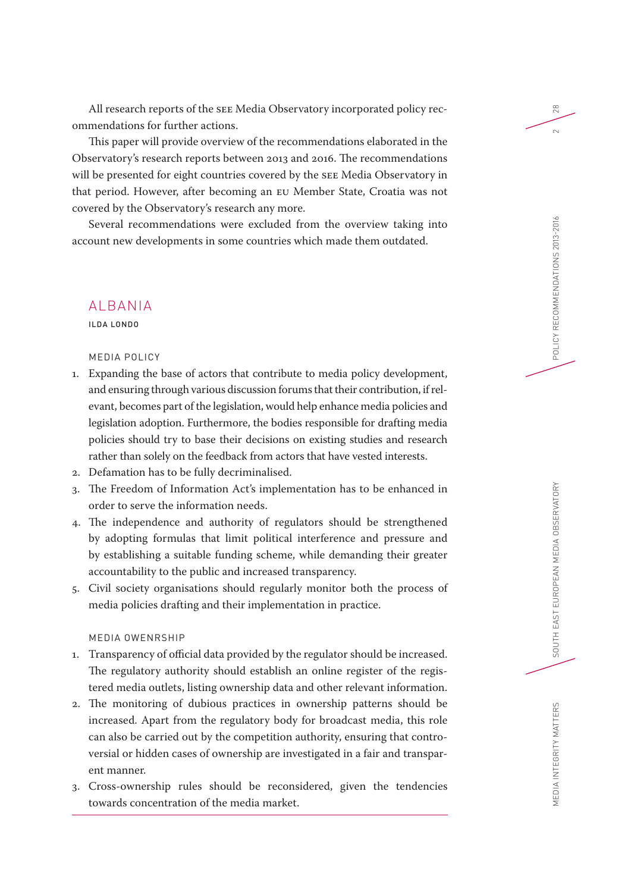All research reports of the SEE Media Observatory incorporated policy recommendations for further actions.

This paper will provide overview of the recommendations elaborated in the Observatory's research reports between 2013 and 2016. The recommendations will be presented for eight countries covered by the SEE Media Observatory in that period. However, after becoming an EU Member State, Croatia was not covered by the Observatory's research any more.

Several recommendations were excluded from the overview taking into account new developments in some countries which made them outdated.

## ALBANIA

**ILDA LONDO**

### MEDIA POLICY

1. Expanding the base of actors that contribute to media policy development, and ensuring through various discussion forums that their contribution, if relevant, becomes part of the legislation, would help enhance media policies and legislation adoption. Furthermore, the bodies responsible for drafting media policies should try to base their decisions on existing studies and research rather than solely on the feedback from actors that have vested interests.
2. Defamation has to be fully decriminalised.
3. The Freedom of Information Act's implementation has to be enhanced in order to serve the information needs.
4. The independence and authority of regulators should be strengthened by adopting formulas that limit political interference and pressure and by establishing a suitable funding scheme, while demanding their greater accountability to the public and increased transparency.
5. Civil society organisations should regularly monitor both the process of media policies drafting and their implementation in practice.

### MEDIA OWENRSHIP

1. Transparency of official data provided by the regulator should be increased. The regulatory authority should establish an online register of the registered media outlets, listing ownership data and other relevant information.
2. The monitoring of dubious practices in ownership patterns should be increased. Apart from the regulatory body for broadcast media, this role can also be carried out by the competition authority, ensuring that controversial or hidden cases of ownership are investigated in a fair and transparent manner.
3. Cross-ownership rules should be reconsidered, given the tendencies towards concentration of the media market.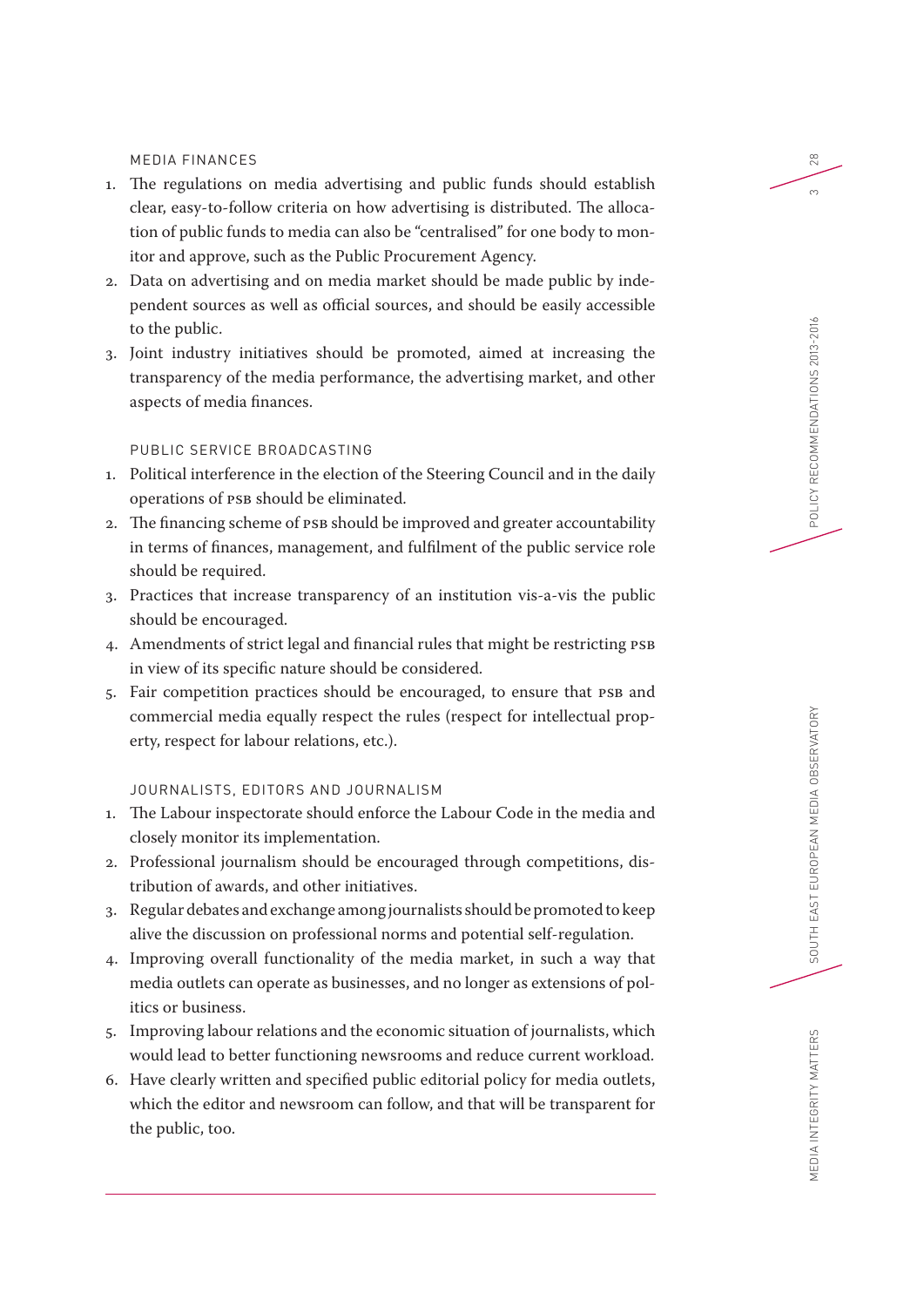### MEDIA FINANCES

1. The regulations on media advertising and public funds should establish clear, easy-to-follow criteria on how advertising is distributed. The allocation of public funds to media can also be "centralised" for one body to monitor and approve, such as the Public Procurement Agency.
2. Data on advertising and on media market should be made public by independent sources as well as official sources, and should be easily accessible to the public.
3. Joint industry initiatives should be promoted, aimed at increasing the transparency of the media performance, the advertising market, and other aspects of media finances.

### PUBLIC SERVICE BROADCASTING

1. Political interference in the election of the Steering Council and in the daily operations of PSB should be eliminated.
2. The financing scheme of PSB should be improved and greater accountability in terms of finances, management, and fulfilment of the public service role should be required.
3. Practices that increase transparency of an institution vis-a-vis the public should be encouraged.
4. Amendments of strict legal and financial rules that might be restricting PSB in view of its specific nature should be considered.
5. Fair competition practices should be encouraged, to ensure that PSB and commercial media equally respect the rules (respect for intellectual property, respect for labour relations, etc.).

### JOURNALISTS, EDITORS AND JOURNALISM

1. The Labour inspectorate should enforce the Labour Code in the media and closely monitor its implementation.
2. Professional journalism should be encouraged through competitions, distribution of awards, and other initiatives.
3. Regular debates and exchange among journalists should be promoted to keep alive the discussion on professional norms and potential self-regulation.
4. Improving overall functionality of the media market, in such a way that media outlets can operate as businesses, and no longer as extensions of politics or business.
5. Improving labour relations and the economic situation of journalists, which would lead to better functioning newsrooms and reduce current workload.
6. Have clearly written and specified public editorial policy for media outlets, which the editor and newsroom can follow, and that will be transparent for the public, too.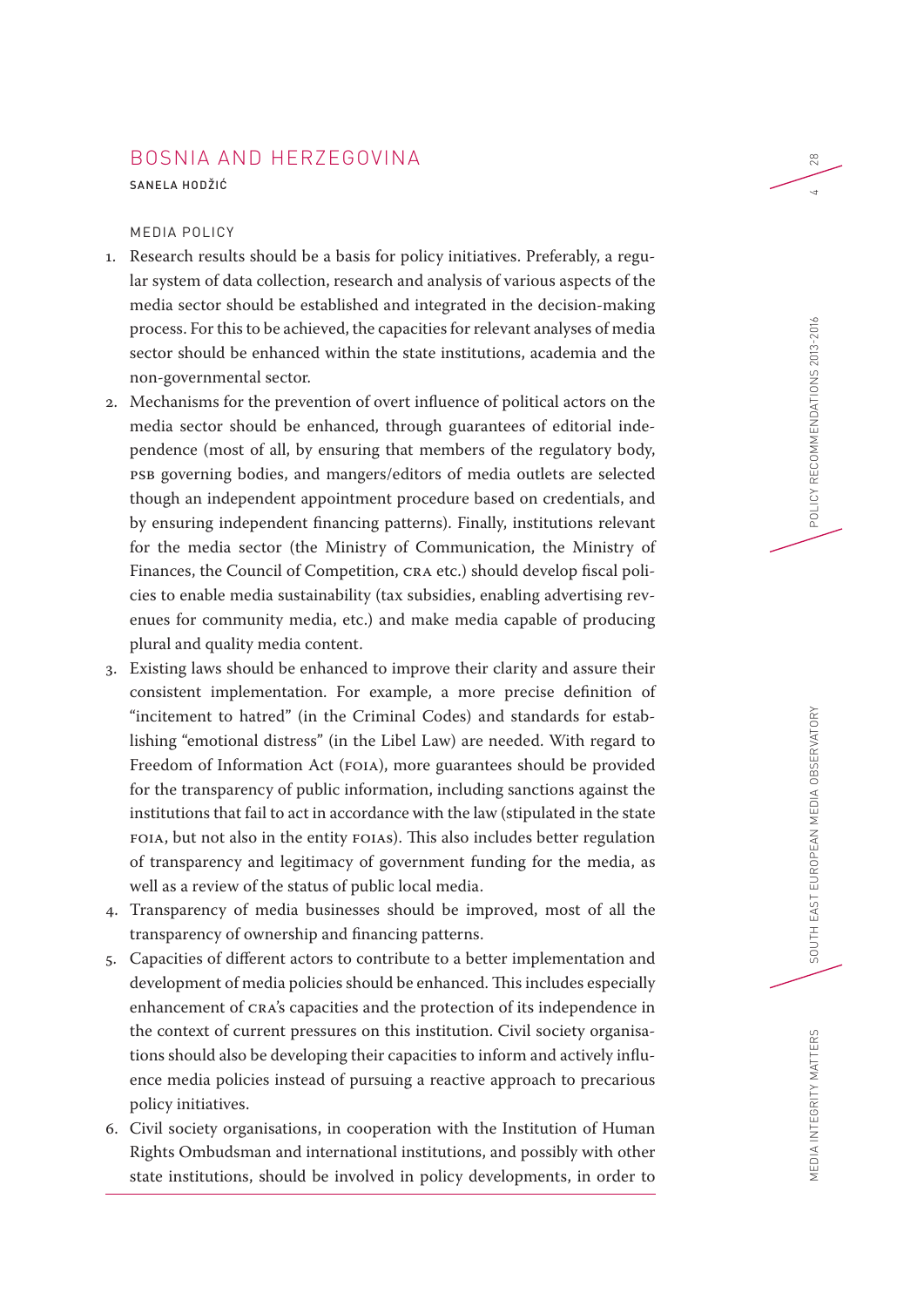# BOSNIA AND HERZEGOVINA

SANELA HODŽIĆ

## MEDIA POLICY

1. Research results should be a basis for policy initiatives. Preferably, a regular system of data collection, research and analysis of various aspects of the media sector should be established and integrated in the decision-making process. For this to be achieved, the capacities for relevant analyses of media sector should be enhanced within the state institutions, academia and the non-governmental sector.
2. Mechanisms for the prevention of overt influence of political actors on the media sector should be enhanced, through guarantees of editorial independence (most of all, by ensuring that members of the regulatory body, PSB governing bodies, and mangers/editors of media outlets are selected though an independent appointment procedure based on credentials, and by ensuring independent financing patterns). Finally, institutions relevant for the media sector (the Ministry of Communication, the Ministry of Finances, the Council of Competition, CRA etc.) should develop fiscal policies to enable media sustainability (tax subsidies, enabling advertising revenues for community media, etc.) and make media capable of producing plural and quality media content.
3. Existing laws should be enhanced to improve their clarity and assure their consistent implementation. For example, a more precise definition of "incitement to hatred" (in the Criminal Codes) and standards for establishing "emotional distress" (in the Libel Law) are needed. With regard to Freedom of Information Act (FOIA), more guarantees should be provided for the transparency of public information, including sanctions against the institutions that fail to act in accordance with the law (stipulated in the state FOIA, but not also in the entity FOIAS). This also includes better regulation of transparency and legitimacy of government funding for the media, as well as a review of the status of public local media.
4. Transparency of media businesses should be improved, most of all the transparency of ownership and financing patterns.
5. Capacities of different actors to contribute to a better implementation and development of media policies should be enhanced. This includes especially enhancement of CRA's capacities and the protection of its independence in the context of current pressures on this institution. Civil society organisations should also be developing their capacities to inform and actively influence media policies instead of pursuing a reactive approach to precarious policy initiatives.
6. Civil society organisations, in cooperation with the Institution of Human Rights Ombudsman and international institutions, and possibly with other state institutions, should be involved in policy developments, in order to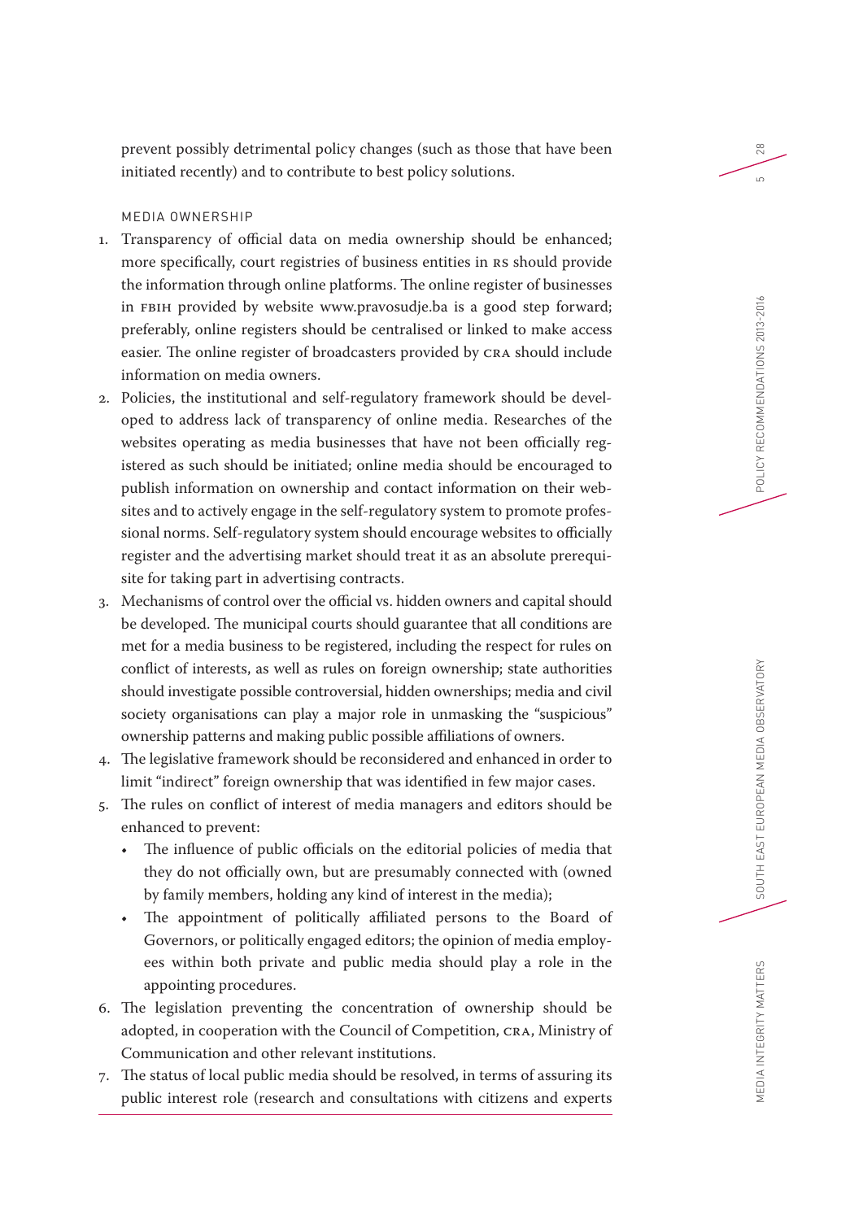prevent possibly detrimental policy changes (such as those that have been initiated recently) and to contribute to best policy solutions.

### MEDIA OWNERSHIP

1. Transparency of official data on media ownership should be enhanced; more specifically, court registries of business entities in RS should provide the information through online platforms. The online register of businesses in FBIH provided by website www.pravosudje.ba is a good step forward; preferably, online registers should be centralised or linked to make access easier. The online register of broadcasters provided by CRA should include information on media owners.
2. Policies, the institutional and self-regulatory framework should be developed to address lack of transparency of online media. Researches of the websites operating as media businesses that have not been officially registered as such should be initiated; online media should be encouraged to publish information on ownership and contact information on their websites and to actively engage in the self-regulatory system to promote professional norms. Self-regulatory system should encourage websites to officially register and the advertising market should treat it as an absolute prerequisite for taking part in advertising contracts.
3. Mechanisms of control over the official vs. hidden owners and capital should be developed. The municipal courts should guarantee that all conditions are met for a media business to be registered, including the respect for rules on conflict of interests, as well as rules on foreign ownership; state authorities should investigate possible controversial, hidden ownerships; media and civil society organisations can play a major role in unmasking the "suspicious" ownership patterns and making public possible affiliations of owners.
4. The legislative framework should be reconsidered and enhanced in order to limit "indirect" foreign ownership that was identified in few major cases.
5. The rules on conflict of interest of media managers and editors should be enhanced to prevent:
   - The influence of public officials on the editorial policies of media that they do not officially own, but are presumably connected with (owned by family members, holding any kind of interest in the media);
   - The appointment of politically affiliated persons to the Board of Governors, or politically engaged editors; the opinion of media employees within both private and public media should play a role in the appointing procedures.
6. The legislation preventing the concentration of ownership should be adopted, in cooperation with the Council of Competition, CRA, Ministry of Communication and other relevant institutions.
7. The status of local public media should be resolved, in terms of assuring its public interest role (research and consultations with citizens and experts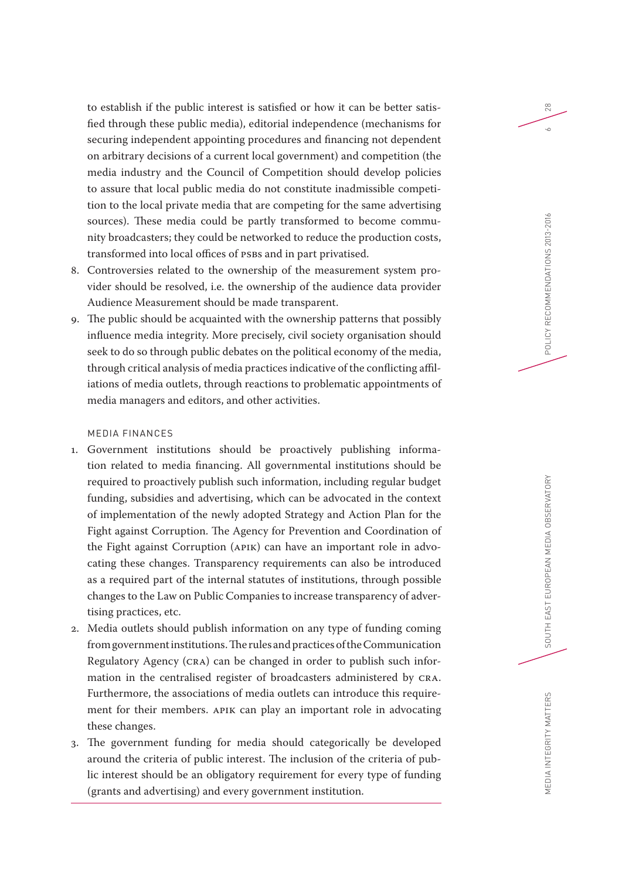to establish if the public interest is satisfied or how it can be better satisfied through these public media), editorial independence (mechanisms for securing independent appointing procedures and financing not dependent on arbitrary decisions of a current local government) and competition (the media industry and the Council of Competition should develop policies to assure that local public media do not constitute inadmissible competition to the local private media that are competing for the same advertising sources). These media could be partly transformed to become community broadcasters; they could be networked to reduce the production costs, transformed into local offices of PSBs and in part privatised.

8. Controversies related to the ownership of the measurement system provider should be resolved, i.e. the ownership of the audience data provider Audience Measurement should be made transparent.
9. The public should be acquainted with the ownership patterns that possibly influence media integrity. More precisely, civil society organisation should seek to do so through public debates on the political economy of the media, through critical analysis of media practices indicative of the conflicting affiliations of media outlets, through reactions to problematic appointments of media managers and editors, and other activities.

### MEDIA FINANCES

1. Government institutions should be proactively publishing information related to media financing. All governmental institutions should be required to proactively publish such information, including regular budget funding, subsidies and advertising, which can be advocated in the context of implementation of the newly adopted Strategy and Action Plan for the Fight against Corruption. The Agency for Prevention and Coordination of the Fight against Corruption (APIK) can have an important role in advocating these changes. Transparency requirements can also be introduced as a required part of the internal statutes of institutions, through possible changes to the Law on Public Companies to increase transparency of advertising practices, etc.
2. Media outlets should publish information on any type of funding coming from government institutions. The rules and practices of the Communication Regulatory Agency (CRA) can be changed in order to publish such information in the centralised register of broadcasters administered by CRA. Furthermore, the associations of media outlets can introduce this requirement for their members. APIK can play an important role in advocating these changes.
3. The government funding for media should categorically be developed around the criteria of public interest. The inclusion of the criteria of public interest should be an obligatory requirement for every type of funding (grants and advertising) and every government institution.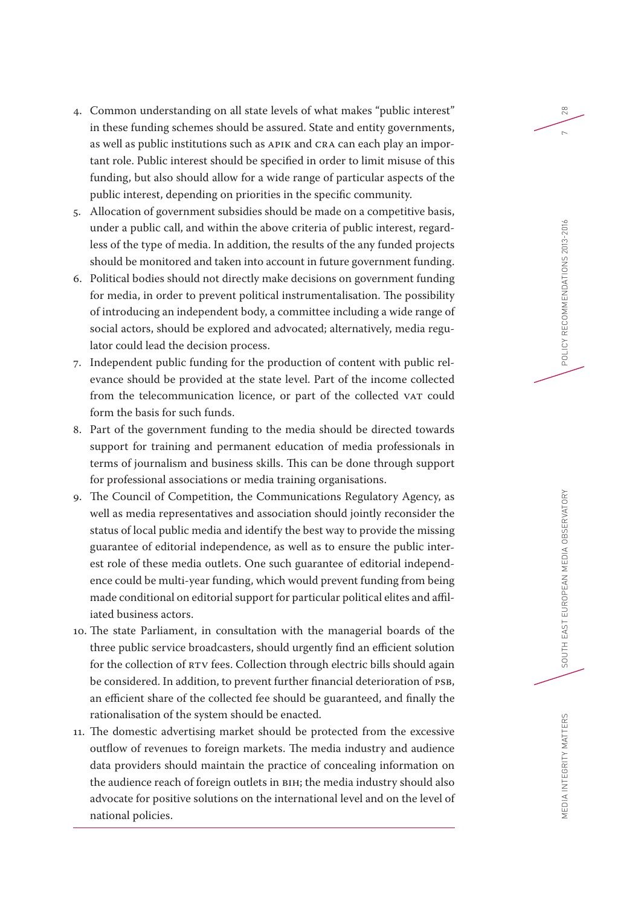4. Common understanding on all state levels of what makes "public interest" in these funding schemes should be assured. State and entity governments, as well as public institutions such as APIK and CRA can each play an important role. Public interest should be specified in order to limit misuse of this funding, but also should allow for a wide range of particular aspects of the public interest, depending on priorities in the specific community.
5. Allocation of government subsidies should be made on a competitive basis, under a public call, and within the above criteria of public interest, regardless of the type of media. In addition, the results of the any funded projects should be monitored and taken into account in future government funding.
6. Political bodies should not directly make decisions on government funding for media, in order to prevent political instrumentalisation. The possibility of introducing an independent body, a committee including a wide range of social actors, should be explored and advocated; alternatively, media regulator could lead the decision process.
7. Independent public funding for the production of content with public relevance should be provided at the state level. Part of the income collected from the telecommunication licence, or part of the collected VAT could form the basis for such funds.
8. Part of the government funding to the media should be directed towards support for training and permanent education of media professionals in terms of journalism and business skills. This can be done through support for professional associations or media training organisations.
9. The Council of Competition, the Communications Regulatory Agency, as well as media representatives and association should jointly reconsider the status of local public media and identify the best way to provide the missing guarantee of editorial independence, as well as to ensure the public interest role of these media outlets. One such guarantee of editorial independence could be multi-year funding, which would prevent funding from being made conditional on editorial support for particular political elites and affiliated business actors.
10. The state Parliament, in consultation with the managerial boards of the three public service broadcasters, should urgently find an efficient solution for the collection of RTV fees. Collection through electric bills should again be considered. In addition, to prevent further financial deterioration of PSB, an efficient share of the collected fee should be guaranteed, and finally the rationalisation of the system should be enacted.
11. The domestic advertising market should be protected from the excessive outflow of revenues to foreign markets. The media industry and audience data providers should maintain the practice of concealing information on the audience reach of foreign outlets in BIH; the media industry should also advocate for positive solutions on the international level and on the level of national policies.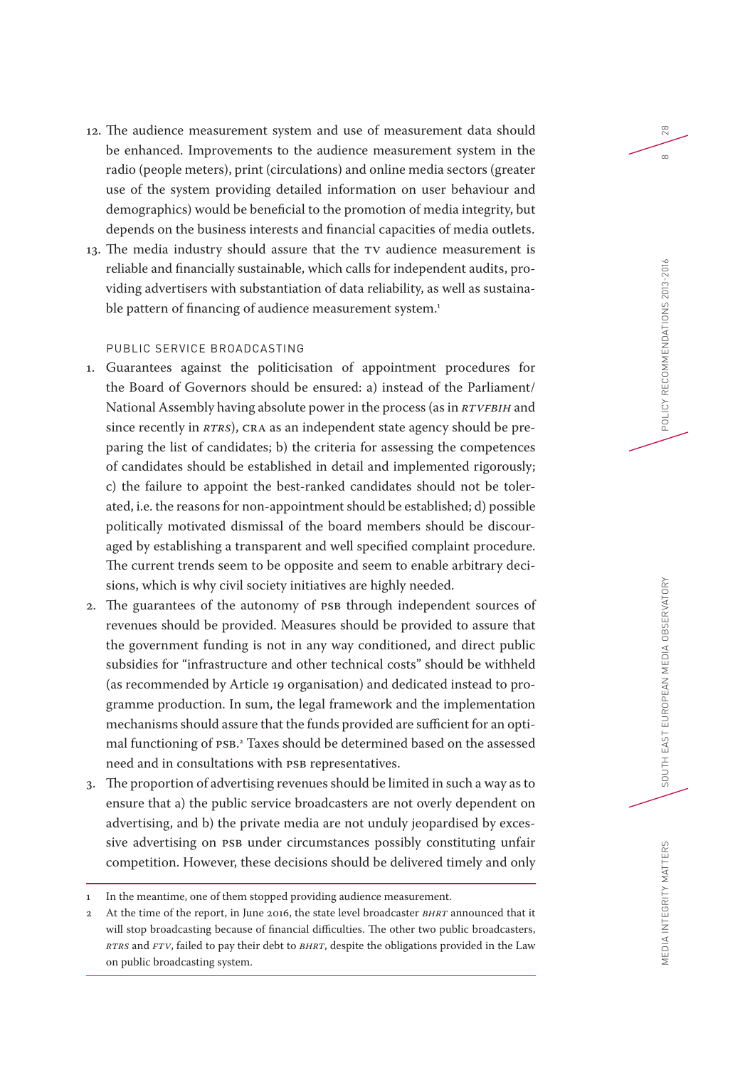12. The audience measurement system and use of measurement data should be enhanced. Improvements to the audience measurement system in the radio (people meters), print (circulations) and online media sectors (greater use of the system providing detailed information on user behaviour and demographics) would be beneficial to the promotion of media integrity, but depends on the business interests and financial capacities of media outlets.
13. The media industry should assure that the TV audience measurement is reliable and financially sustainable, which calls for independent audits, providing advertisers with substantiation of data reliability, as well as sustainable pattern of financing of audience measurement system.[1]

### PUBLIC SERVICE BROADCASTING

1. Guarantees against the politicisation of appointment procedures for the Board of Governors should be ensured: a) instead of the Parliament/National Assembly having absolute power in the process (as in *RTVFBIH* and since recently in *RTRS*), CRA as an independent state agency should be preparing the list of candidates; b) the criteria for assessing the competences of candidates should be established in detail and implemented rigorously; c) the failure to appoint the best-ranked candidates should not be tolerated, i.e. the reasons for non-appointment should be established; d) possible politically motivated dismissal of the board members should be discouraged by establishing a transparent and well specified complaint procedure. The current trends seem to be opposite and seem to enable arbitrary decisions, which is why civil society initiatives are highly needed.
2. The guarantees of the autonomy of PSB through independent sources of revenues should be provided. Measures should be provided to assure that the government funding is not in any way conditioned, and direct public subsidies for "infrastructure and other technical costs" should be withheld (as recommended by Article 19 organisation) and dedicated instead to programme production. In sum, the legal framework and the implementation mechanisms should assure that the funds provided are sufficient for an optimal functioning of PSB.[2] Taxes should be determined based on the assessed need and in consultations with PSB representatives.
3. The proportion of advertising revenues should be limited in such a way as to ensure that a) the public service broadcasters are not overly dependent on advertising, and b) the private media are not unduly jeopardised by excessive advertising on PSB under circumstances possibly constituting unfair competition. However, these decisions should be delivered timely and only

---

1 In the meantime, one of them stopped providing audience measurement.

2 At the time of the report, in June 2016, the state level broadcaster *BHRT* announced that it will stop broadcasting because of financial difficulties. The other two public broadcasters, *RTRS* and *FTV*, failed to pay their debt to *BHRT*, despite the obligations provided in the Law on public broadcasting system.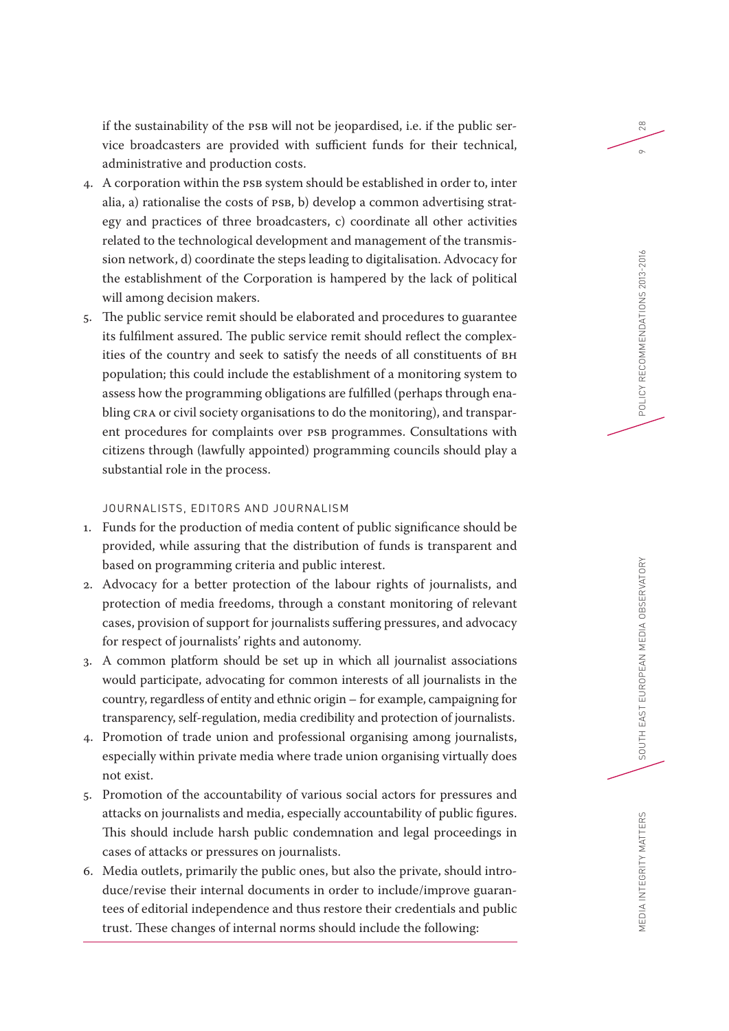if the sustainability of the PSB will not be jeopardised, i.e. if the public service broadcasters are provided with sufficient funds for their technical, administrative and production costs.

4. A corporation within the PSB system should be established in order to, inter alia, a) rationalise the costs of PSB, b) develop a common advertising strategy and practices of three broadcasters, c) coordinate all other activities related to the technological development and management of the transmission network, d) coordinate the steps leading to digitalisation. Advocacy for the establishment of the Corporation is hampered by the lack of political will among decision makers.
5. The public service remit should be elaborated and procedures to guarantee its fulfilment assured. The public service remit should reflect the complexities of the country and seek to satisfy the needs of all constituents of BH population; this could include the establishment of a monitoring system to assess how the programming obligations are fulfilled (perhaps through enabling CRA or civil society organisations to do the monitoring), and transparent procedures for complaints over PSB programmes. Consultations with citizens through (lawfully appointed) programming councils should play a substantial role in the process.

JOURNALISTS, EDITORS AND JOURNALISM

1. Funds for the production of media content of public significance should be provided, while assuring that the distribution of funds is transparent and based on programming criteria and public interest.
2. Advocacy for a better protection of the labour rights of journalists, and protection of media freedoms, through a constant monitoring of relevant cases, provision of support for journalists suffering pressures, and advocacy for respect of journalists' rights and autonomy.
3. A common platform should be set up in which all journalist associations would participate, advocating for common interests of all journalists in the country, regardless of entity and ethnic origin – for example, campaigning for transparency, self-regulation, media credibility and protection of journalists.
4. Promotion of trade union and professional organising among journalists, especially within private media where trade union organising virtually does not exist.
5. Promotion of the accountability of various social actors for pressures and attacks on journalists and media, especially accountability of public figures. This should include harsh public condemnation and legal proceedings in cases of attacks or pressures on journalists.
6. Media outlets, primarily the public ones, but also the private, should introduce/revise their internal documents in order to include/improve guarantees of editorial independence and thus restore their credentials and public trust. These changes of internal norms should include the following: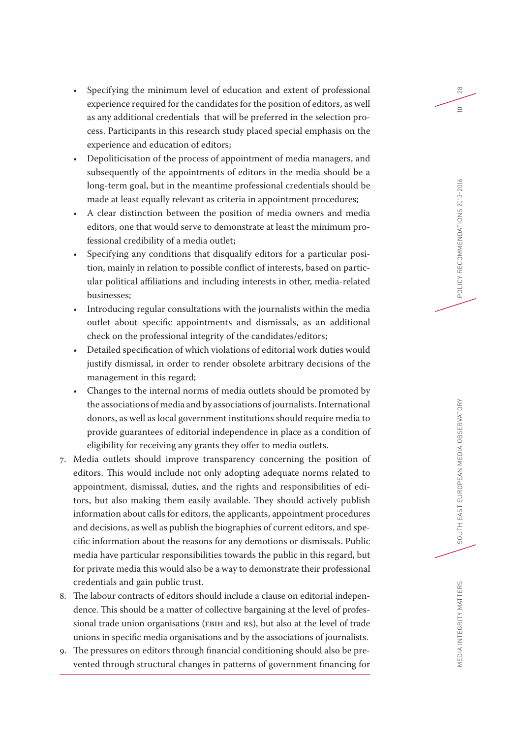- Specifying the minimum level of education and extent of professional experience required for the candidates for the position of editors, as well as any additional credentials that will be preferred in the selection process. Participants in this research study placed special emphasis on the experience and education of editors;
- Depoliticisation of the process of appointment of media managers, and subsequently of the appointments of editors in the media should be a long-term goal, but in the meantime professional credentials should be made at least equally relevant as criteria in appointment procedures;
- A clear distinction between the position of media owners and media editors, one that would serve to demonstrate at least the minimum professional credibility of a media outlet;
- Specifying any conditions that disqualify editors for a particular position, mainly in relation to possible conflict of interests, based on particular political affiliations and including interests in other, media-related businesses;
- Introducing regular consultations with the journalists within the media outlet about specific appointments and dismissals, as an additional check on the professional integrity of the candidates/editors;
- Detailed specification of which violations of editorial work duties would justify dismissal, in order to render obsolete arbitrary decisions of the management in this regard;
- Changes to the internal norms of media outlets should be promoted by the associations of media and by associations of journalists. International donors, as well as local government institutions should require media to provide guarantees of editorial independence in place as a condition of eligibility for receiving any grants they offer to media outlets.

7. Media outlets should improve transparency concerning the position of editors. This would include not only adopting adequate norms related to appointment, dismissal, duties, and the rights and responsibilities of editors, but also making them easily available. They should actively publish information about calls for editors, the applicants, appointment procedures and decisions, as well as publish the biographies of current editors, and specific information about the reasons for any demotions or dismissals. Public media have particular responsibilities towards the public in this regard, but for private media this would also be a way to demonstrate their professional credentials and gain public trust.
8. The labour contracts of editors should include a clause on editorial independence. This should be a matter of collective bargaining at the level of professional trade union organisations (FBIH and RS), but also at the level of trade unions in specific media organisations and by the associations of journalists.
9. The pressures on editors through financial conditioning should also be prevented through structural changes in patterns of government financing for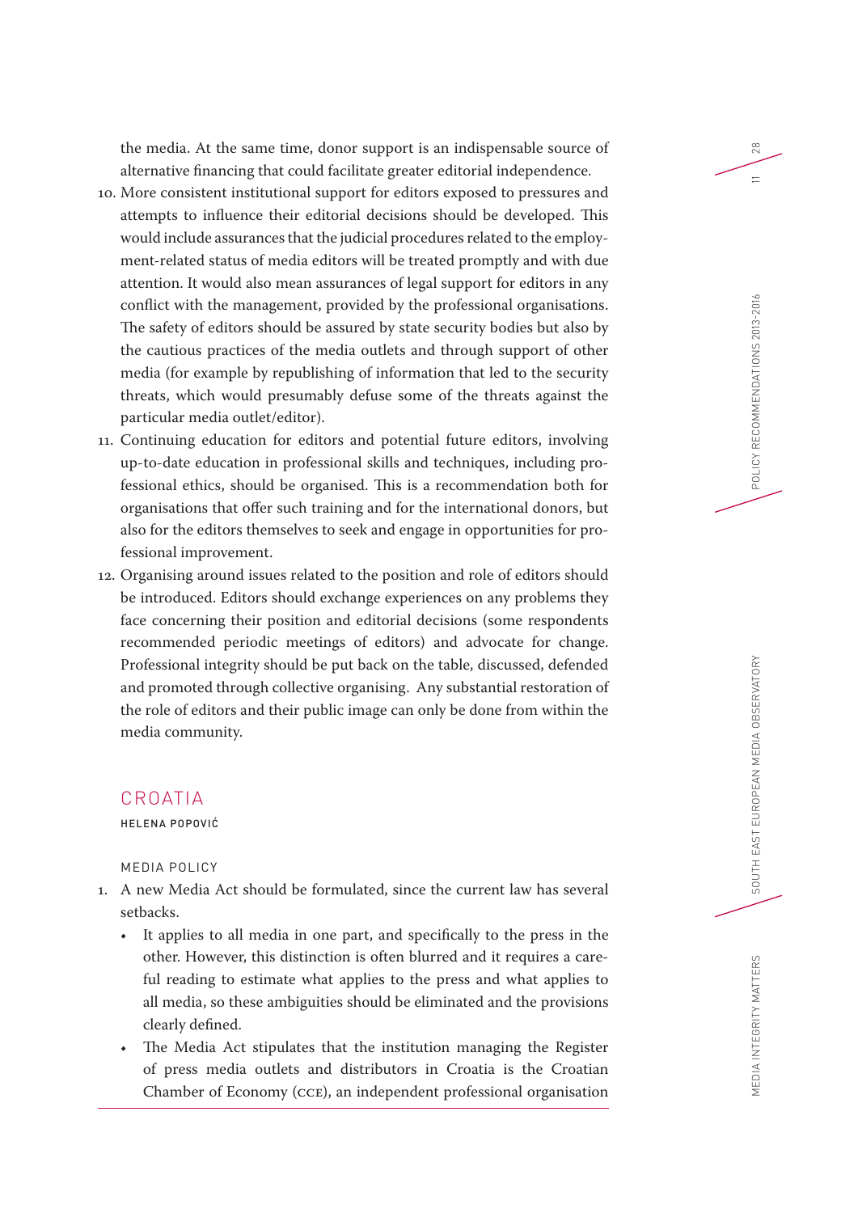the media. At the same time, donor support is an indispensable source of alternative financing that could facilitate greater editorial independence.

10. More consistent institutional support for editors exposed to pressures and attempts to influence their editorial decisions should be developed. This would include assurances that the judicial procedures related to the employment-related status of media editors will be treated promptly and with due attention. It would also mean assurances of legal support for editors in any conflict with the management, provided by the professional organisations. The safety of editors should be assured by state security bodies but also by the cautious practices of the media outlets and through support of other media (for example by republishing of information that led to the security threats, which would presumably defuse some of the threats against the particular media outlet/editor).
11. Continuing education for editors and potential future editors, involving up-to-date education in professional skills and techniques, including professional ethics, should be organised. This is a recommendation both for organisations that offer such training and for the international donors, but also for the editors themselves to seek and engage in opportunities for professional improvement.
12. Organising around issues related to the position and role of editors should be introduced. Editors should exchange experiences on any problems they face concerning their position and editorial decisions (some respondents recommended periodic meetings of editors) and advocate for change. Professional integrity should be put back on the table, discussed, defended and promoted through collective organising. Any substantial restoration of the role of editors and their public image can only be done from within the media community.

## CROATIA

HELENA POPOVIĆ

### MEDIA POLICY

1. A new Media Act should be formulated, since the current law has several setbacks.
   - It applies to all media in one part, and specifically to the press in the other. However, this distinction is often blurred and it requires a careful reading to estimate what applies to the press and what applies to all media, so these ambiguities should be eliminated and the provisions clearly defined.
   - The Media Act stipulates that the institution managing the Register of press media outlets and distributors in Croatia is the Croatian Chamber of Economy (CCE), an independent professional organisation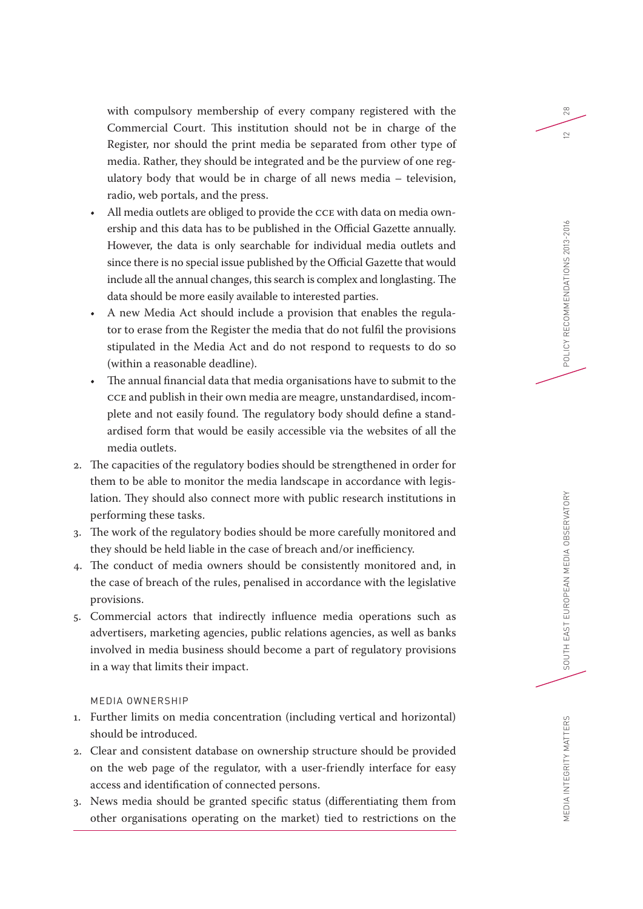with compulsory membership of every company registered with the Commercial Court. This institution should not be in charge of the Register, nor should the print media be separated from other type of media. Rather, they should be integrated and be the purview of one regulatory body that would be in charge of all news media – television, radio, web portals, and the press.

- All media outlets are obliged to provide the CCE with data on media ownership and this data has to be published in the Official Gazette annually. However, the data is only searchable for individual media outlets and since there is no special issue published by the Official Gazette that would include all the annual changes, this search is complex and longlasting. The data should be more easily available to interested parties.
- A new Media Act should include a provision that enables the regulator to erase from the Register the media that do not fulfil the provisions stipulated in the Media Act and do not respond to requests to do so (within a reasonable deadline).
- The annual financial data that media organisations have to submit to the CCE and publish in their own media are meagre, unstandardised, incomplete and not easily found. The regulatory body should define a standardised form that would be easily accessible via the websites of all the media outlets.

2. The capacities of the regulatory bodies should be strengthened in order for them to be able to monitor the media landscape in accordance with legislation. They should also connect more with public research institutions in performing these tasks.
3. The work of the regulatory bodies should be more carefully monitored and they should be held liable in the case of breach and/or inefficiency.
4. The conduct of media owners should be consistently monitored and, in the case of breach of the rules, penalised in accordance with the legislative provisions.
5. Commercial actors that indirectly influence media operations such as advertisers, marketing agencies, public relations agencies, as well as banks involved in media business should become a part of regulatory provisions in a way that limits their impact.

### MEDIA OWNERSHIP

1. Further limits on media concentration (including vertical and horizontal) should be introduced.
2. Clear and consistent database on ownership structure should be provided on the web page of the regulator, with a user-friendly interface for easy access and identification of connected persons.
3. News media should be granted specific status (differentiating them from other organisations operating on the market) tied to restrictions on the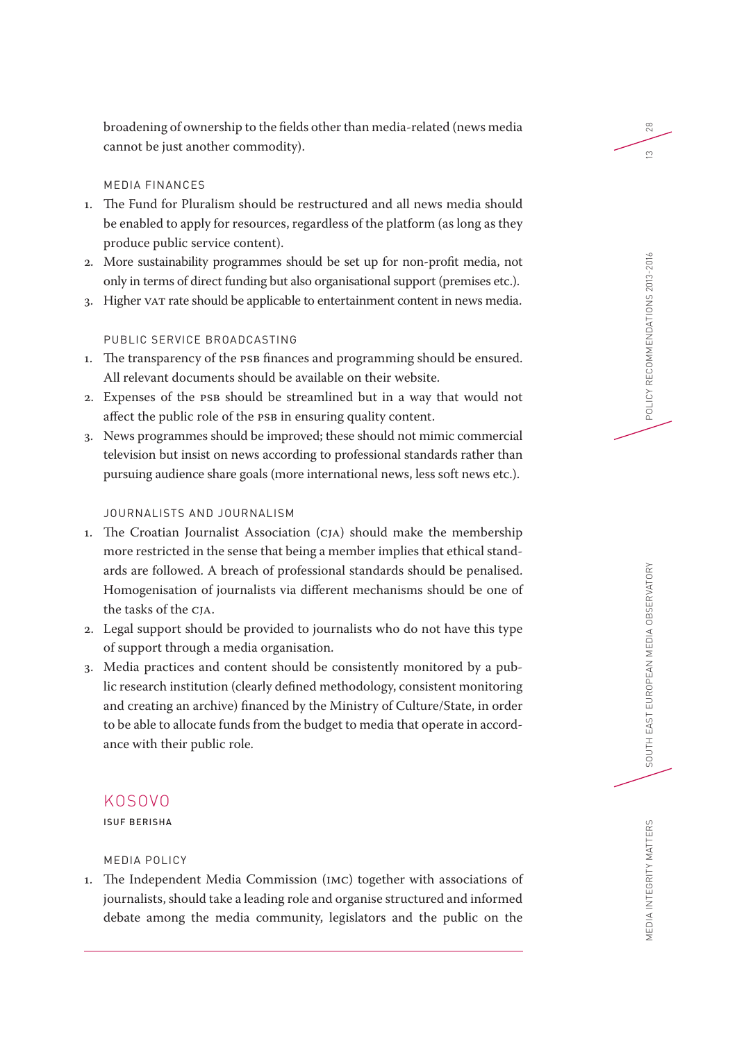broadening of ownership to the fields other than media-related (news media cannot be just another commodity).

### MEDIA FINANCES

1. The Fund for Pluralism should be restructured and all news media should be enabled to apply for resources, regardless of the platform (as long as they produce public service content).
2. More sustainability programmes should be set up for non-profit media, not only in terms of direct funding but also organisational support (premises etc.).
3. Higher VAT rate should be applicable to entertainment content in news media.

### PUBLIC SERVICE BROADCASTING

1. The transparency of the PSB finances and programming should be ensured. All relevant documents should be available on their website.
2. Expenses of the PSB should be streamlined but in a way that would not affect the public role of the PSB in ensuring quality content.
3. News programmes should be improved; these should not mimic commercial television but insist on news according to professional standards rather than pursuing audience share goals (more international news, less soft news etc.).

### JOURNALISTS AND JOURNALISM

1. The Croatian Journalist Association (CJA) should make the membership more restricted in the sense that being a member implies that ethical standards are followed. A breach of professional standards should be penalised. Homogenisation of journalists via different mechanisms should be one of the tasks of the CJA.
2. Legal support should be provided to journalists who do not have this type of support through a media organisation.
3. Media practices and content should be consistently monitored by a public research institution (clearly defined methodology, consistent monitoring and creating an archive) financed by the Ministry of Culture/State, in order to be able to allocate funds from the budget to media that operate in accordance with their public role.

## KOSOVO

**ISUF BERISHA**

### MEDIA POLICY

1. The Independent Media Commission (IMC) together with associations of journalists, should take a leading role and organise structured and informed debate among the media community, legislators and the public on the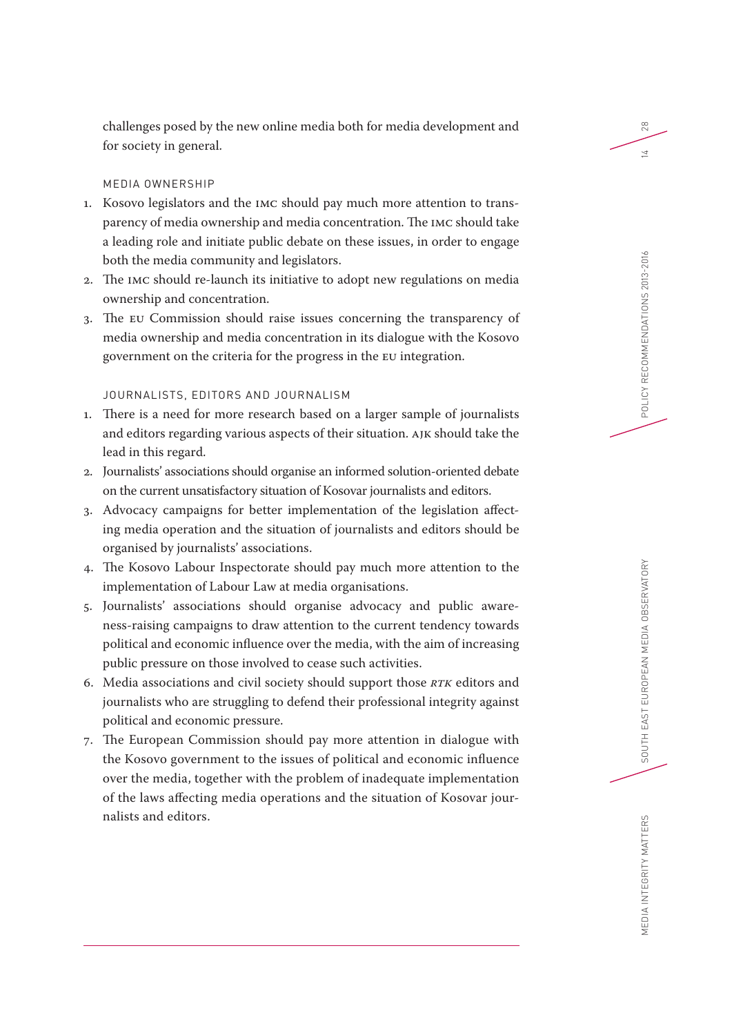challenges posed by the new online media both for media development and for society in general.

### MEDIA OWNERSHIP

1. Kosovo legislators and the IMC should pay much more attention to transparency of media ownership and media concentration. The IMC should take a leading role and initiate public debate on these issues, in order to engage both the media community and legislators.
2. The IMC should re-launch its initiative to adopt new regulations on media ownership and concentration.
3. The EU Commission should raise issues concerning the transparency of media ownership and media concentration in its dialogue with the Kosovo government on the criteria for the progress in the EU integration.

### JOURNALISTS, EDITORS AND JOURNALISM

1. There is a need for more research based on a larger sample of journalists and editors regarding various aspects of their situation. AJK should take the lead in this regard.
2. Journalists' associations should organise an informed solution-oriented debate on the current unsatisfactory situation of Kosovar journalists and editors.
3. Advocacy campaigns for better implementation of the legislation affecting media operation and the situation of journalists and editors should be organised by journalists' associations.
4. The Kosovo Labour Inspectorate should pay much more attention to the implementation of Labour Law at media organisations.
5. Journalists' associations should organise advocacy and public awareness-raising campaigns to draw attention to the current tendency towards political and economic influence over the media, with the aim of increasing public pressure on those involved to cease such activities.
6. Media associations and civil society should support those *RTK* editors and journalists who are struggling to defend their professional integrity against political and economic pressure.
7. The European Commission should pay more attention in dialogue with the Kosovo government to the issues of political and economic influence over the media, together with the problem of inadequate implementation of the laws affecting media operations and the situation of Kosovar journalists and editors.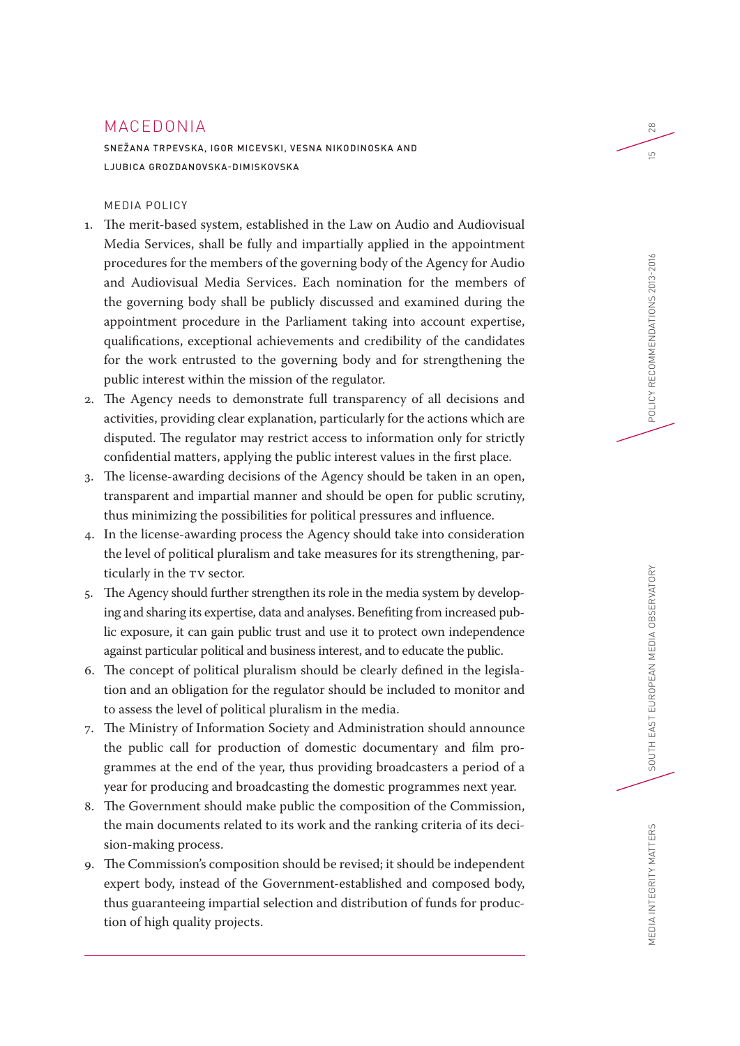# MACEDONIA

SNEŽANA TRPEVSKA, IGOR MICEVSKI, VESNA NIKODINOSKA AND LJUBICA GROZDANOVSKA-DIMISKOVSKA

## MEDIA POLICY

1. The merit-based system, established in the Law on Audio and Audiovisual Media Services, shall be fully and impartially applied in the appointment procedures for the members of the governing body of the Agency for Audio and Audiovisual Media Services. Each nomination for the members of the governing body shall be publicly discussed and examined during the appointment procedure in the Parliament taking into account expertise, qualifications, exceptional achievements and credibility of the candidates for the work entrusted to the governing body and for strengthening the public interest within the mission of the regulator.
2. The Agency needs to demonstrate full transparency of all decisions and activities, providing clear explanation, particularly for the actions which are disputed. The regulator may restrict access to information only for strictly confidential matters, applying the public interest values in the first place.
3. The license-awarding decisions of the Agency should be taken in an open, transparent and impartial manner and should be open for public scrutiny, thus minimizing the possibilities for political pressures and influence.
4. In the license-awarding process the Agency should take into consideration the level of political pluralism and take measures for its strengthening, particularly in the TV sector.
5. The Agency should further strengthen its role in the media system by developing and sharing its expertise, data and analyses. Benefiting from increased public exposure, it can gain public trust and use it to protect own independence against particular political and business interest, and to educate the public.
6. The concept of political pluralism should be clearly defined in the legislation and an obligation for the regulator should be included to monitor and to assess the level of political pluralism in the media.
7. The Ministry of Information Society and Administration should announce the public call for production of domestic documentary and film programmes at the end of the year, thus providing broadcasters a period of a year for producing and broadcasting the domestic programmes next year.
8. The Government should make public the composition of the Commission, the main documents related to its work and the ranking criteria of its decision-making process.
9. The Commission's composition should be revised; it should be independent expert body, instead of the Government-established and composed body, thus guaranteeing impartial selection and distribution of funds for production of high quality projects.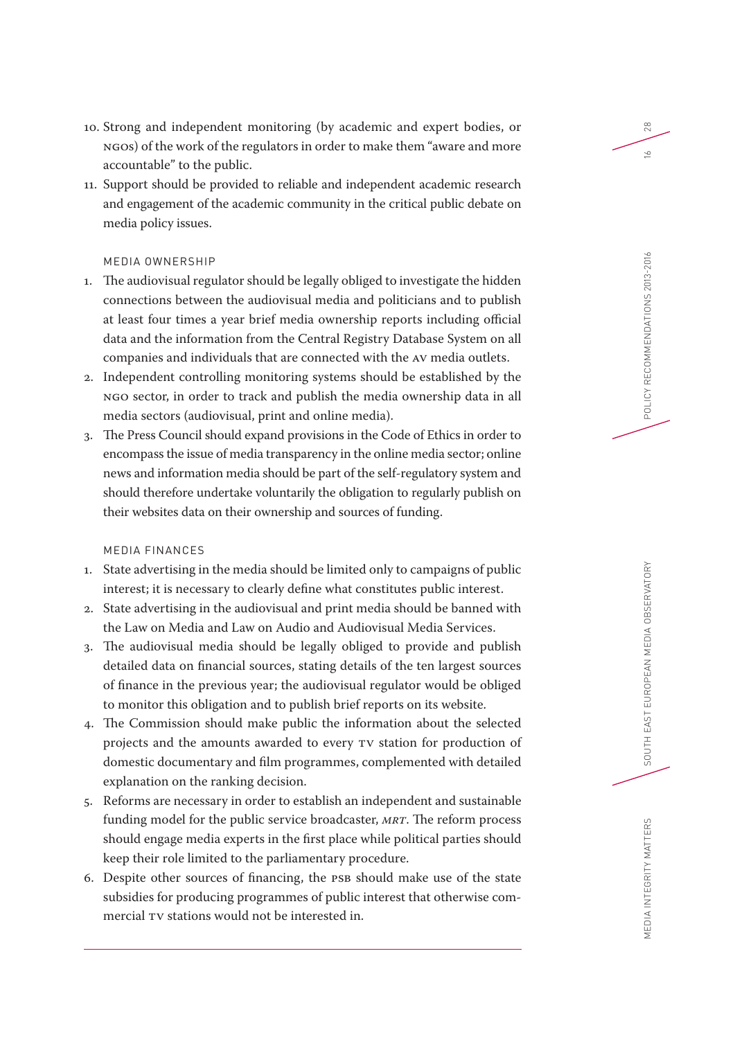10. Strong and independent monitoring (by academic and expert bodies, or NGOs) of the work of the regulators in order to make them "aware and more accountable" to the public.
11. Support should be provided to reliable and independent academic research and engagement of the academic community in the critical public debate on media policy issues.

### MEDIA OWNERSHIP

1. The audiovisual regulator should be legally obliged to investigate the hidden connections between the audiovisual media and politicians and to publish at least four times a year brief media ownership reports including official data and the information from the Central Registry Database System on all companies and individuals that are connected with the AV media outlets.
2. Independent controlling monitoring systems should be established by the NGO sector, in order to track and publish the media ownership data in all media sectors (audiovisual, print and online media).
3. The Press Council should expand provisions in the Code of Ethics in order to encompass the issue of media transparency in the online media sector; online news and information media should be part of the self-regulatory system and should therefore undertake voluntarily the obligation to regularly publish on their websites data on their ownership and sources of funding.

### MEDIA FINANCES

1. State advertising in the media should be limited only to campaigns of public interest; it is necessary to clearly define what constitutes public interest.
2. State advertising in the audiovisual and print media should be banned with the Law on Media and Law on Audio and Audiovisual Media Services.
3. The audiovisual media should be legally obliged to provide and publish detailed data on financial sources, stating details of the ten largest sources of finance in the previous year; the audiovisual regulator would be obliged to monitor this obligation and to publish brief reports on its website.
4. The Commission should make public the information about the selected projects and the amounts awarded to every TV station for production of domestic documentary and film programmes, complemented with detailed explanation on the ranking decision.
5. Reforms are necessary in order to establish an independent and sustainable funding model for the public service broadcaster, *MRT*. The reform process should engage media experts in the first place while political parties should keep their role limited to the parliamentary procedure.
6. Despite other sources of financing, the PSB should make use of the state subsidies for producing programmes of public interest that otherwise commercial TV stations would not be interested in.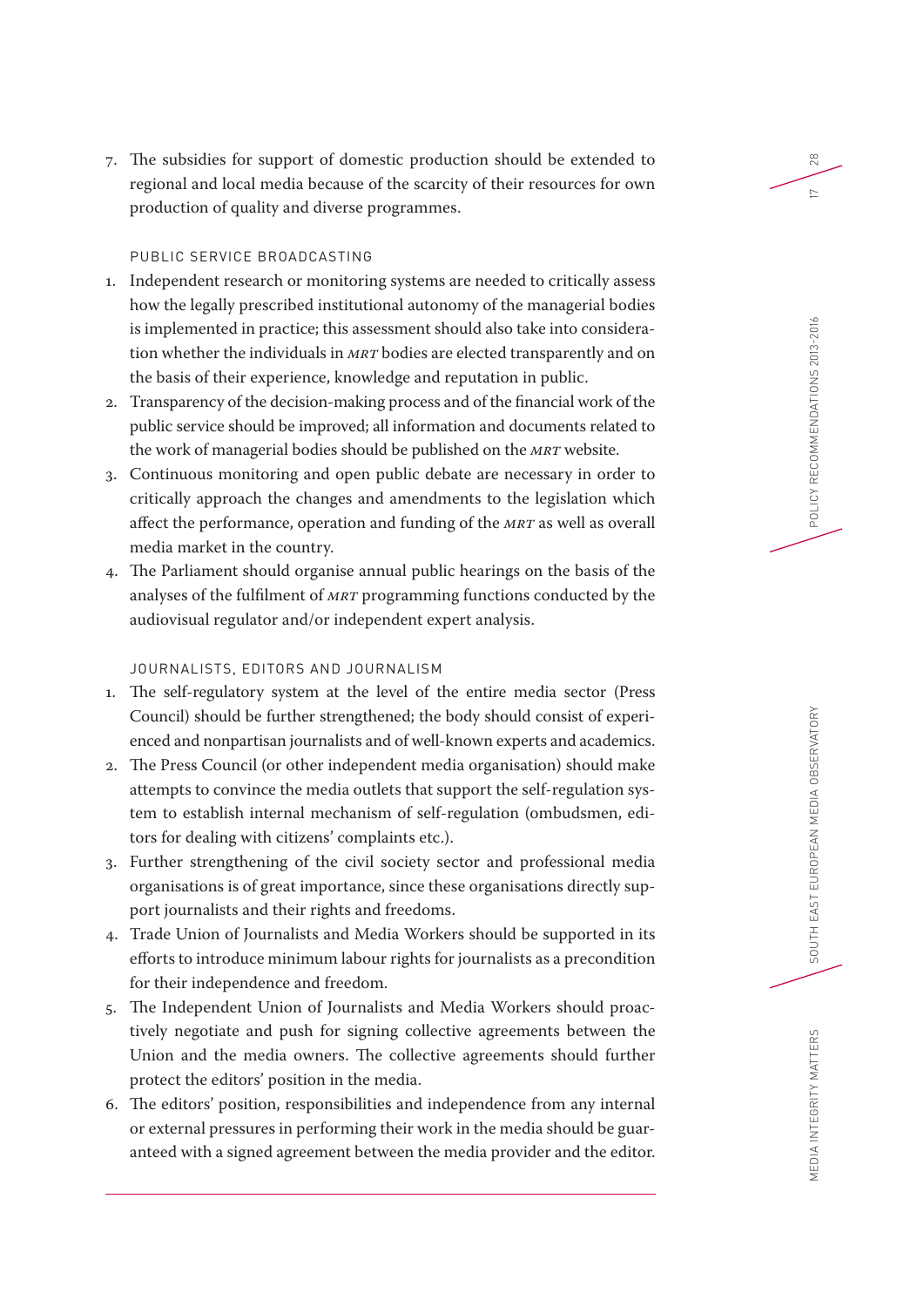7. The subsidies for support of domestic production should be extended to regional and local media because of the scarcity of their resources for own production of quality and diverse programmes.

### PUBLIC SERVICE BROADCASTING

1. Independent research or monitoring systems are needed to critically assess how the legally prescribed institutional autonomy of the managerial bodies is implemented in practice; this assessment should also take into consideration whether the individuals in *MRT* bodies are elected transparently and on the basis of their experience, knowledge and reputation in public.
2. Transparency of the decision-making process and of the financial work of the public service should be improved; all information and documents related to the work of managerial bodies should be published on the *MRT* website.
3. Continuous monitoring and open public debate are necessary in order to critically approach the changes and amendments to the legislation which affect the performance, operation and funding of the *MRT* as well as overall media market in the country.
4. The Parliament should organise annual public hearings on the basis of the analyses of the fulfilment of *MRT* programming functions conducted by the audiovisual regulator and/or independent expert analysis.

### JOURNALISTS, EDITORS AND JOURNALISM

1. The self-regulatory system at the level of the entire media sector (Press Council) should be further strengthened; the body should consist of experienced and nonpartisan journalists and of well-known experts and academics.
2. The Press Council (or other independent media organisation) should make attempts to convince the media outlets that support the self-regulation system to establish internal mechanism of self-regulation (ombudsmen, editors for dealing with citizens' complaints etc.).
3. Further strengthening of the civil society sector and professional media organisations is of great importance, since these organisations directly support journalists and their rights and freedoms.
4. Trade Union of Journalists and Media Workers should be supported in its efforts to introduce minimum labour rights for journalists as a precondition for their independence and freedom.
5. The Independent Union of Journalists and Media Workers should proactively negotiate and push for signing collective agreements between the Union and the media owners. The collective agreements should further protect the editors' position in the media.
6. The editors' position, responsibilities and independence from any internal or external pressures in performing their work in the media should be guaranteed with a signed agreement between the media provider and the editor.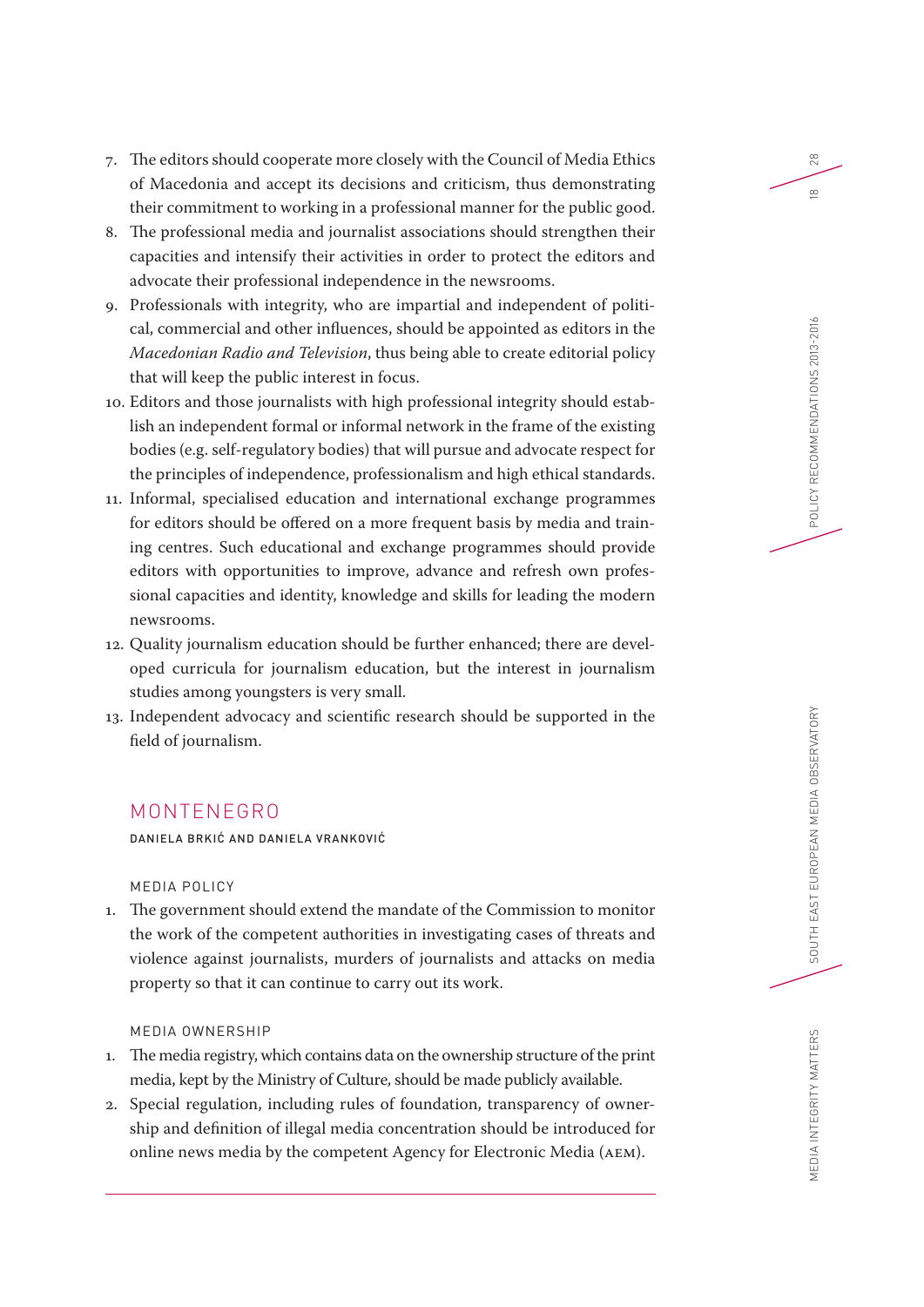7. The editors should cooperate more closely with the Council of Media Ethics of Macedonia and accept its decisions and criticism, thus demonstrating their commitment to working in a professional manner for the public good.
8. The professional media and journalist associations should strengthen their capacities and intensify their activities in order to protect the editors and advocate their professional independence in the newsrooms.
9. Professionals with integrity, who are impartial and independent of political, commercial and other influences, should be appointed as editors in the *Macedonian Radio and Television*, thus being able to create editorial policy that will keep the public interest in focus.
10. Editors and those journalists with high professional integrity should establish an independent formal or informal network in the frame of the existing bodies (e.g. self-regulatory bodies) that will pursue and advocate respect for the principles of independence, professionalism and high ethical standards.
11. Informal, specialised education and international exchange programmes for editors should be offered on a more frequent basis by media and training centres. Such educational and exchange programmes should provide editors with opportunities to improve, advance and refresh own professional capacities and identity, knowledge and skills for leading the modern newsrooms.
12. Quality journalism education should be further enhanced; there are developed curricula for journalism education, but the interest in journalism studies among youngsters is very small.
13. Independent advocacy and scientific research should be supported in the field of journalism.

## MONTENEGRO

DANIELA BRKIĆ AND DANIELA VRANKOVIĆ

### MEDIA POLICY

1. The government should extend the mandate of the Commission to monitor the work of the competent authorities in investigating cases of threats and violence against journalists, murders of journalists and attacks on media property so that it can continue to carry out its work.

### MEDIA OWNERSHIP

1. The media registry, which contains data on the ownership structure of the print media, kept by the Ministry of Culture, should be made publicly available.
2. Special regulation, including rules of foundation, transparency of ownership and definition of illegal media concentration should be introduced for online news media by the competent Agency for Electronic Media (AEM).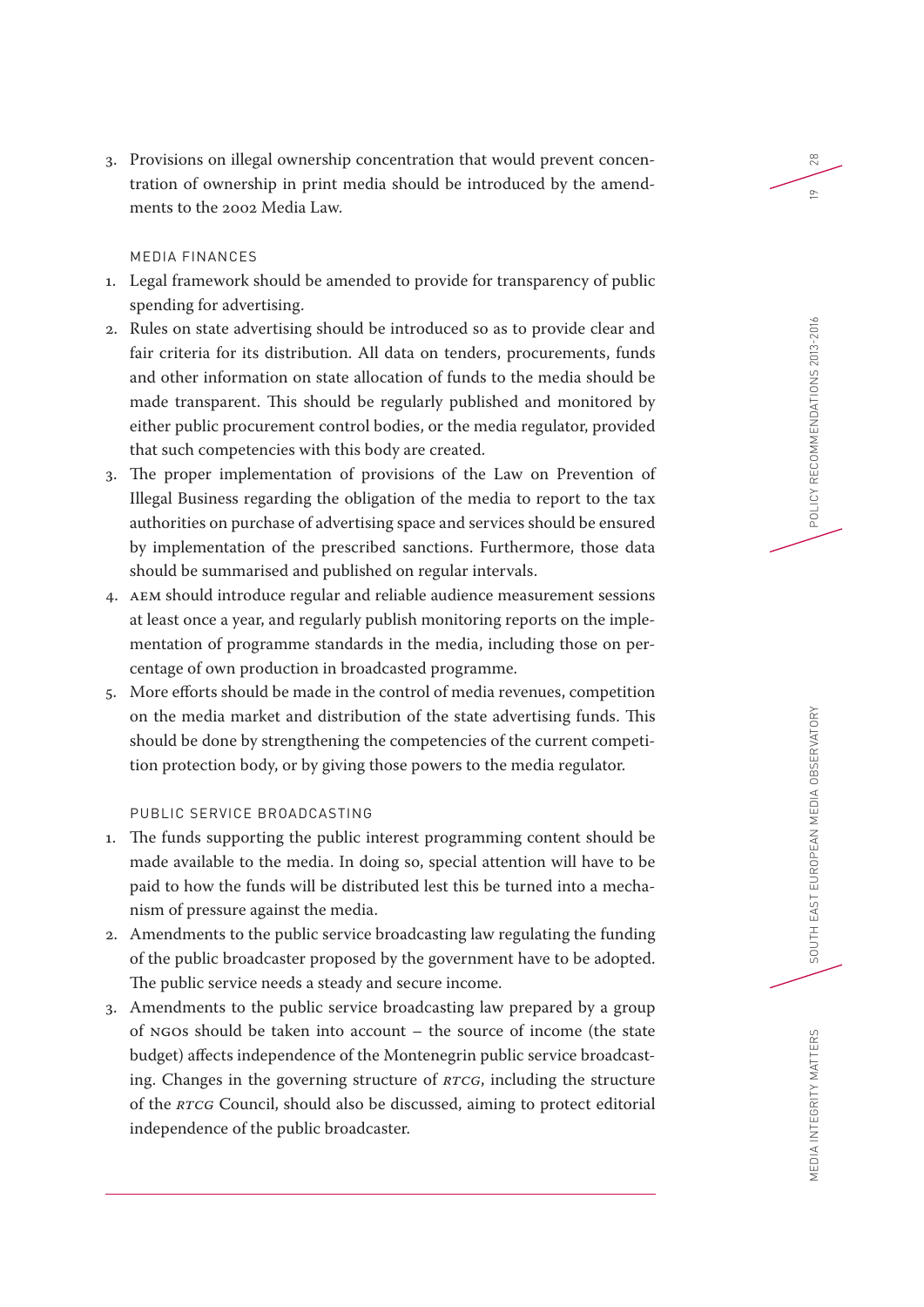3. Provisions on illegal ownership concentration that would prevent concentration of ownership in print media should be introduced by the amendments to the 2002 Media Law.

### MEDIA FINANCES

1. Legal framework should be amended to provide for transparency of public spending for advertising.
2. Rules on state advertising should be introduced so as to provide clear and fair criteria for its distribution. All data on tenders, procurements, funds and other information on state allocation of funds to the media should be made transparent. This should be regularly published and monitored by either public procurement control bodies, or the media regulator, provided that such competencies with this body are created.
3. The proper implementation of provisions of the Law on Prevention of Illegal Business regarding the obligation of the media to report to the tax authorities on purchase of advertising space and services should be ensured by implementation of the prescribed sanctions. Furthermore, those data should be summarised and published on regular intervals.
4. AEM should introduce regular and reliable audience measurement sessions at least once a year, and regularly publish monitoring reports on the implementation of programme standards in the media, including those on percentage of own production in broadcasted programme.
5. More efforts should be made in the control of media revenues, competition on the media market and distribution of the state advertising funds. This should be done by strengthening the competencies of the current competition protection body, or by giving those powers to the media regulator.

### PUBLIC SERVICE BROADCASTING

1. The funds supporting the public interest programming content should be made available to the media. In doing so, special attention will have to be paid to how the funds will be distributed lest this be turned into a mechanism of pressure against the media.
2. Amendments to the public service broadcasting law regulating the funding of the public broadcaster proposed by the government have to be adopted. The public service needs a steady and secure income.
3. Amendments to the public service broadcasting law prepared by a group of NGOs should be taken into account – the source of income (the state budget) affects independence of the Montenegrin public service broadcasting. Changes in the governing structure of *RTCG*, including the structure of the *RTCG* Council, should also be discussed, aiming to protect editorial independence of the public broadcaster.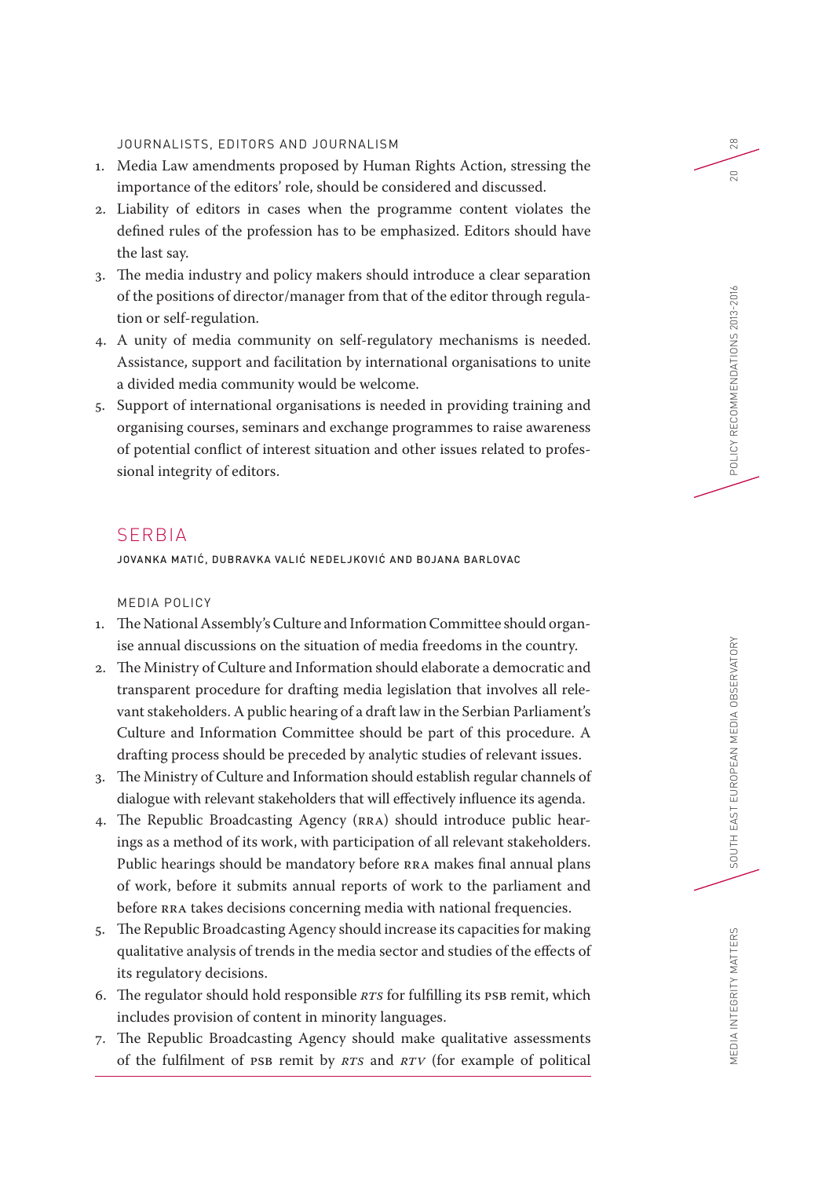### JOURNALISTS, EDITORS AND JOURNALISM

1. Media Law amendments proposed by Human Rights Action, stressing the importance of the editors' role, should be considered and discussed.
2. Liability of editors in cases when the programme content violates the defined rules of the profession has to be emphasized. Editors should have the last say.
3. The media industry and policy makers should introduce a clear separation of the positions of director/manager from that of the editor through regulation or self-regulation.
4. A unity of media community on self-regulatory mechanisms is needed. Assistance, support and facilitation by international organisations to unite a divided media community would be welcome.
5. Support of international organisations is needed in providing training and organising courses, seminars and exchange programmes to raise awareness of potential conflict of interest situation and other issues related to professional integrity of editors.

## SERBIA

JOVANKA MATIĆ, DUBRAVKA VALIĆ NEDELJKOVIĆ AND BOJANA BARLOVAC

### MEDIA POLICY

1. The National Assembly's Culture and Information Committee should organise annual discussions on the situation of media freedoms in the country.
2. The Ministry of Culture and Information should elaborate a democratic and transparent procedure for drafting media legislation that involves all relevant stakeholders. A public hearing of a draft law in the Serbian Parliament's Culture and Information Committee should be part of this procedure. A drafting process should be preceded by analytic studies of relevant issues.
3. The Ministry of Culture and Information should establish regular channels of dialogue with relevant stakeholders that will effectively influence its agenda.
4. The Republic Broadcasting Agency (RRA) should introduce public hearings as a method of its work, with participation of all relevant stakeholders. Public hearings should be mandatory before RRA makes final annual plans of work, before it submits annual reports of work to the parliament and before RRA takes decisions concerning media with national frequencies.
5. The Republic Broadcasting Agency should increase its capacities for making qualitative analysis of trends in the media sector and studies of the effects of its regulatory decisions.
6. The regulator should hold responsible *RTS* for fulfilling its PSB remit, which includes provision of content in minority languages.
7. The Republic Broadcasting Agency should make qualitative assessments of the fulfilment of PSB remit by *RTS* and *RTV* (for example of political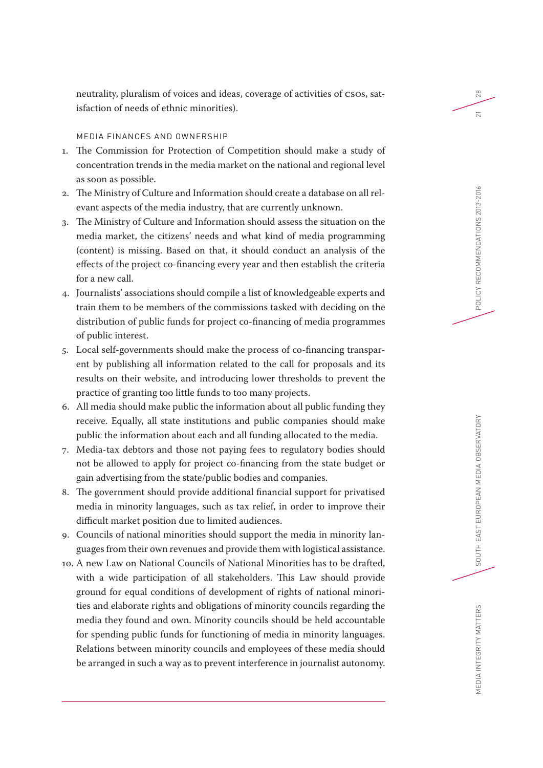neutrality, pluralism of voices and ideas, coverage of activities of CSOs, satisfaction of needs of ethnic minorities).

MEDIA FINANCES AND OWNERSHIP

1. The Commission for Protection of Competition should make a study of concentration trends in the media market on the national and regional level as soon as possible.
2. The Ministry of Culture and Information should create a database on all relevant aspects of the media industry, that are currently unknown.
3. The Ministry of Culture and Information should assess the situation on the media market, the citizens' needs and what kind of media programming (content) is missing. Based on that, it should conduct an analysis of the effects of the project co-financing every year and then establish the criteria for a new call.
4. Journalists' associations should compile a list of knowledgeable experts and train them to be members of the commissions tasked with deciding on the distribution of public funds for project co-financing of media programmes of public interest.
5. Local self-governments should make the process of co-financing transparent by publishing all information related to the call for proposals and its results on their website, and introducing lower thresholds to prevent the practice of granting too little funds to too many projects.
6. All media should make public the information about all public funding they receive. Equally, all state institutions and public companies should make public the information about each and all funding allocated to the media.
7. Media-tax debtors and those not paying fees to regulatory bodies should not be allowed to apply for project co-financing from the state budget or gain advertising from the state/public bodies and companies.
8. The government should provide additional financial support for privatised media in minority languages, such as tax relief, in order to improve their difficult market position due to limited audiences.
9. Councils of national minorities should support the media in minority languages from their own revenues and provide them with logistical assistance.
10. A new Law on National Councils of National Minorities has to be drafted, with a wide participation of all stakeholders. This Law should provide ground for equal conditions of development of rights of national minorities and elaborate rights and obligations of minority councils regarding the media they found and own. Minority councils should be held accountable for spending public funds for functioning of media in minority languages. Relations between minority councils and employees of these media should be arranged in such a way as to prevent interference in journalist autonomy.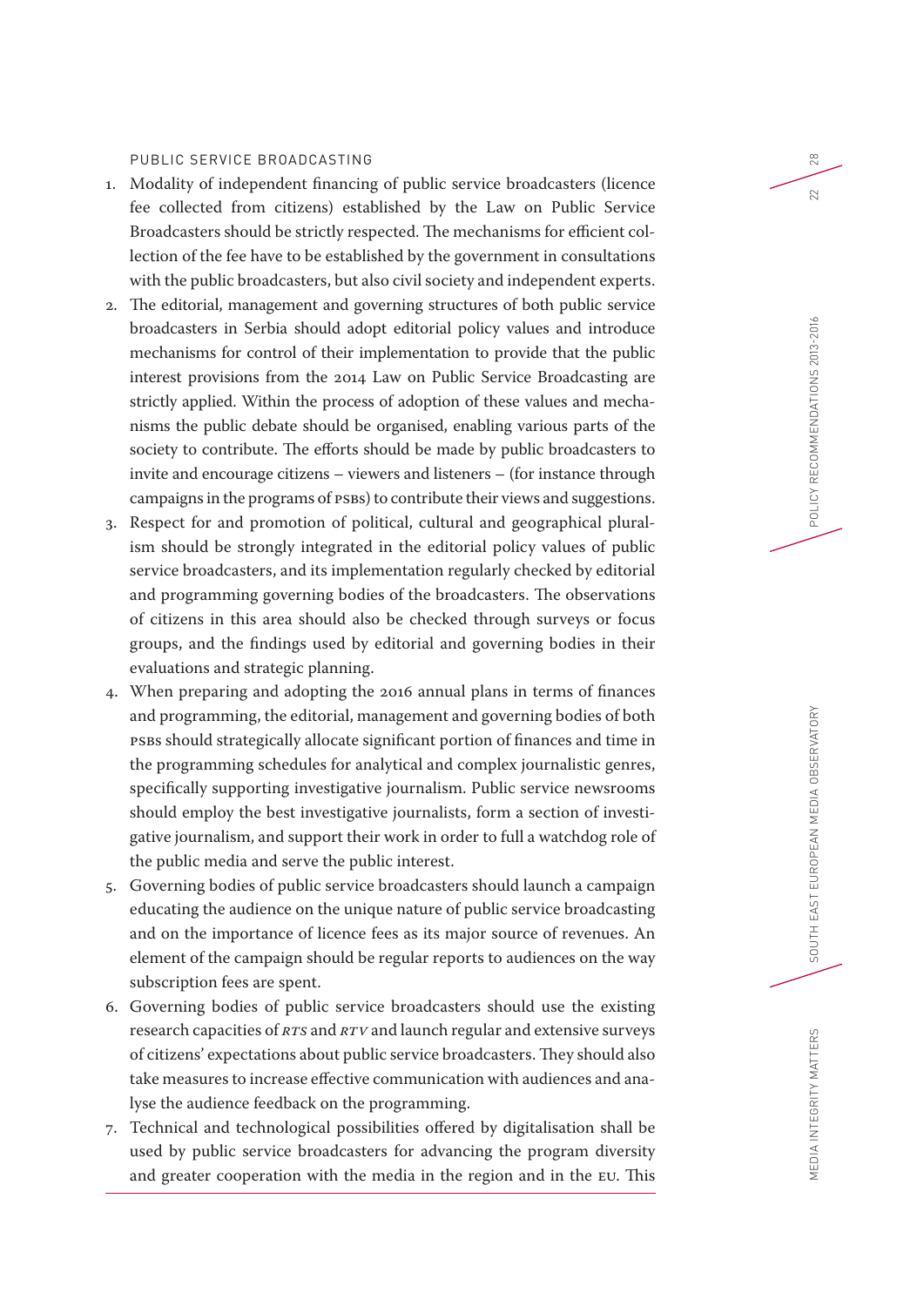PUBLIC SERVICE BROADCASTING

1. Modality of independent financing of public service broadcasters (licence fee collected from citizens) established by the Law on Public Service Broadcasters should be strictly respected. The mechanisms for efficient collection of the fee have to be established by the government in consultations with the public broadcasters, but also civil society and independent experts.
2. The editorial, management and governing structures of both public service broadcasters in Serbia should adopt editorial policy values and introduce mechanisms for control of their implementation to provide that the public interest provisions from the 2014 Law on Public Service Broadcasting are strictly applied. Within the process of adoption of these values and mechanisms the public debate should be organised, enabling various parts of the society to contribute. The efforts should be made by public broadcasters to invite and encourage citizens – viewers and listeners – (for instance through campaigns in the programs of PSBs) to contribute their views and suggestions.
3. Respect for and promotion of political, cultural and geographical pluralism should be strongly integrated in the editorial policy values of public service broadcasters, and its implementation regularly checked by editorial and programming governing bodies of the broadcasters. The observations of citizens in this area should also be checked through surveys or focus groups, and the findings used by editorial and governing bodies in their evaluations and strategic planning.
4. When preparing and adopting the 2016 annual plans in terms of finances and programming, the editorial, management and governing bodies of both PSBs should strategically allocate significant portion of finances and time in the programming schedules for analytical and complex journalistic genres, specifically supporting investigative journalism. Public service newsrooms should employ the best investigative journalists, form a section of investigative journalism, and support their work in order to full a watchdog role of the public media and serve the public interest.
5. Governing bodies of public service broadcasters should launch a campaign educating the audience on the unique nature of public service broadcasting and on the importance of licence fees as its major source of revenues. An element of the campaign should be regular reports to audiences on the way subscription fees are spent.
6. Governing bodies of public service broadcasters should use the existing research capacities of *RTS* and *RTV* and launch regular and extensive surveys of citizens' expectations about public service broadcasters. They should also take measures to increase effective communication with audiences and analyse the audience feedback on the programming.
7. Technical and technological possibilities offered by digitalisation shall be used by public service broadcasters for advancing the program diversity and greater cooperation with the media in the region and in the EU. This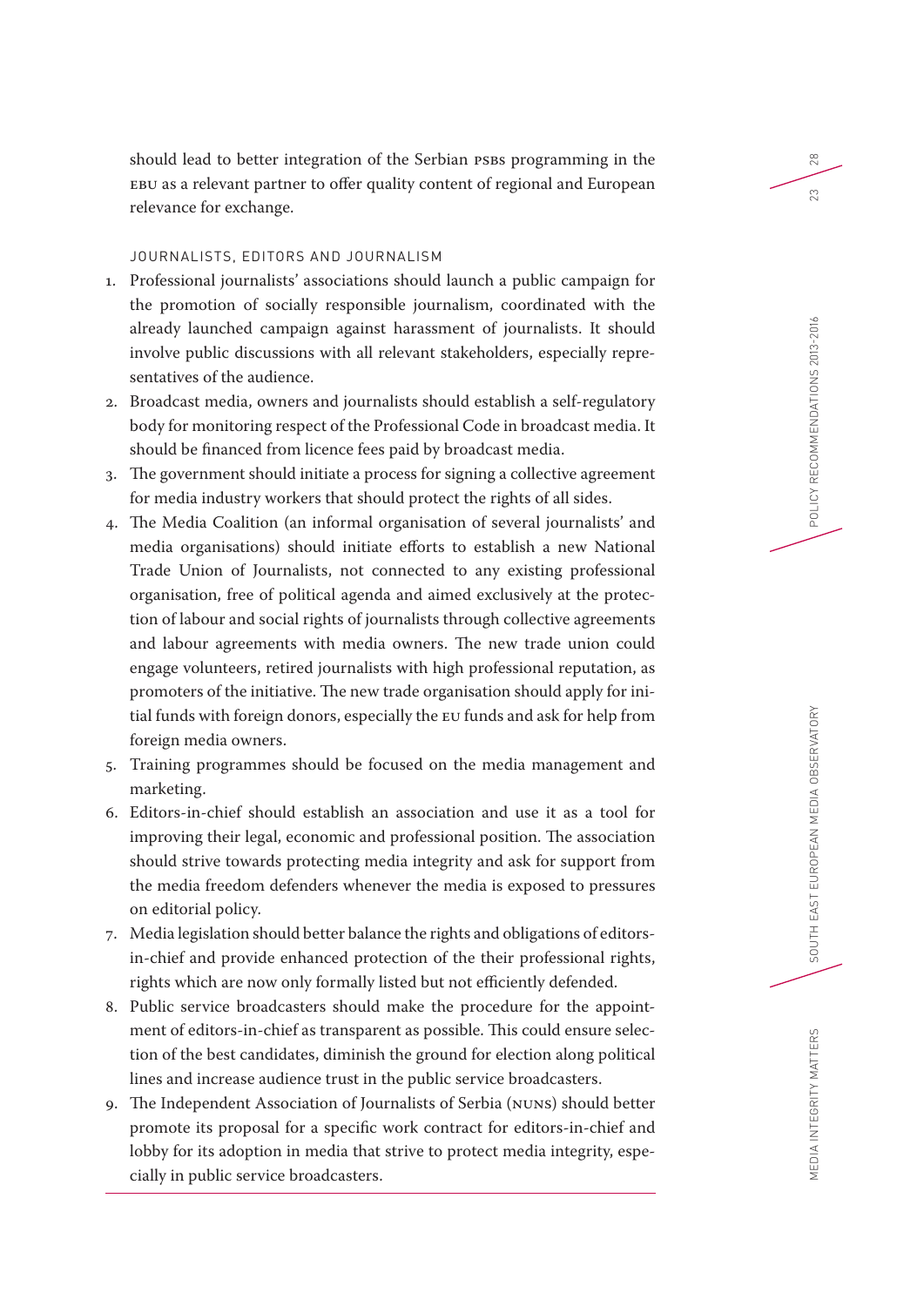should lead to better integration of the Serbian PSBs programming in the EBU as a relevant partner to offer quality content of regional and European relevance for exchange.

### JOURNALISTS, EDITORS AND JOURNALISM

1. Professional journalists' associations should launch a public campaign for the promotion of socially responsible journalism, coordinated with the already launched campaign against harassment of journalists. It should involve public discussions with all relevant stakeholders, especially representatives of the audience.
2. Broadcast media, owners and journalists should establish a self-regulatory body for monitoring respect of the Professional Code in broadcast media. It should be financed from licence fees paid by broadcast media.
3. The government should initiate a process for signing a collective agreement for media industry workers that should protect the rights of all sides.
4. The Media Coalition (an informal organisation of several journalists' and media organisations) should initiate efforts to establish a new National Trade Union of Journalists, not connected to any existing professional organisation, free of political agenda and aimed exclusively at the protection of labour and social rights of journalists through collective agreements and labour agreements with media owners. The new trade union could engage volunteers, retired journalists with high professional reputation, as promoters of the initiative. The new trade organisation should apply for initial funds with foreign donors, especially the EU funds and ask for help from foreign media owners.
5. Training programmes should be focused on the media management and marketing.
6. Editors-in-chief should establish an association and use it as a tool for improving their legal, economic and professional position. The association should strive towards protecting media integrity and ask for support from the media freedom defenders whenever the media is exposed to pressures on editorial policy.
7. Media legislation should better balance the rights and obligations of editors-in-chief and provide enhanced protection of the their professional rights, rights which are now only formally listed but not efficiently defended.
8. Public service broadcasters should make the procedure for the appointment of editors-in-chief as transparent as possible. This could ensure selection of the best candidates, diminish the ground for election along political lines and increase audience trust in the public service broadcasters.
9. The Independent Association of Journalists of Serbia (NUNS) should better promote its proposal for a specific work contract for editors-in-chief and lobby for its adoption in media that strive to protect media integrity, especially in public service broadcasters.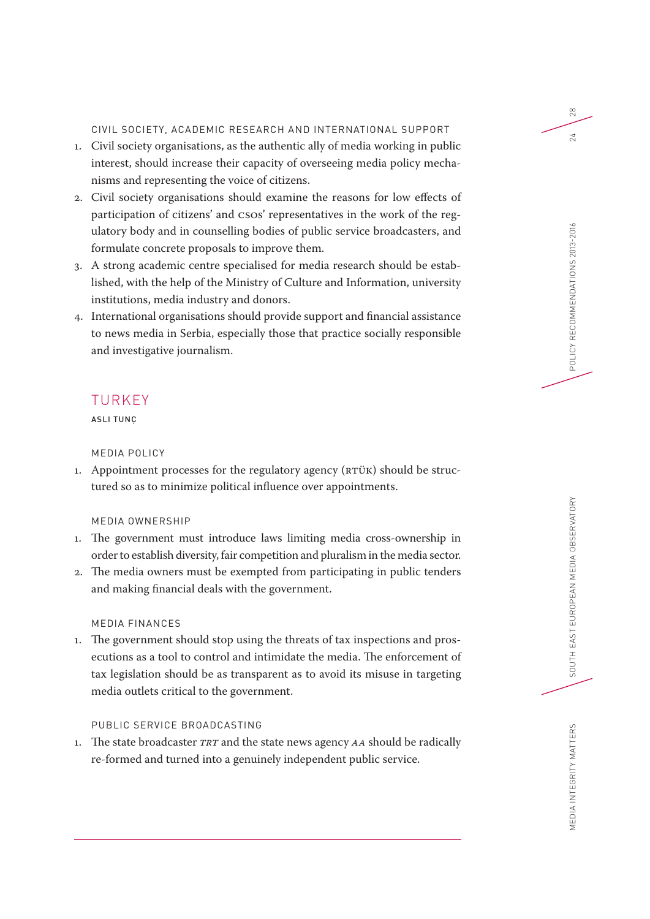### CIVIL SOCIETY, ACADEMIC RESEARCH AND INTERNATIONAL SUPPORT

1. Civil society organisations, as the authentic ally of media working in public interest, should increase their capacity of overseeing media policy mechanisms and representing the voice of citizens.
2. Civil society organisations should examine the reasons for low effects of participation of citizens' and CSOs' representatives in the work of the regulatory body and in counselling bodies of public service broadcasters, and formulate concrete proposals to improve them.
3. A strong academic centre specialised for media research should be established, with the help of the Ministry of Culture and Information, university institutions, media industry and donors.
4. International organisations should provide support and financial assistance to news media in Serbia, especially those that practice socially responsible and investigative journalism.

## TURKEY

**ASLI TUNÇ**

### MEDIA POLICY

1. Appointment processes for the regulatory agency (RTÜK) should be structured so as to minimize political influence over appointments.

### MEDIA OWNERSHIP

1. The government must introduce laws limiting media cross-ownership in order to establish diversity, fair competition and pluralism in the media sector.
2. The media owners must be exempted from participating in public tenders and making financial deals with the government.

### MEDIA FINANCES

1. The government should stop using the threats of tax inspections and prosecutions as a tool to control and intimidate the media. The enforcement of tax legislation should be as transparent as to avoid its misuse in targeting media outlets critical to the government.

### PUBLIC SERVICE BROADCASTING

1. The state broadcaster *TRT* and the state news agency *AA* should be radically re-formed and turned into a genuinely independent public service.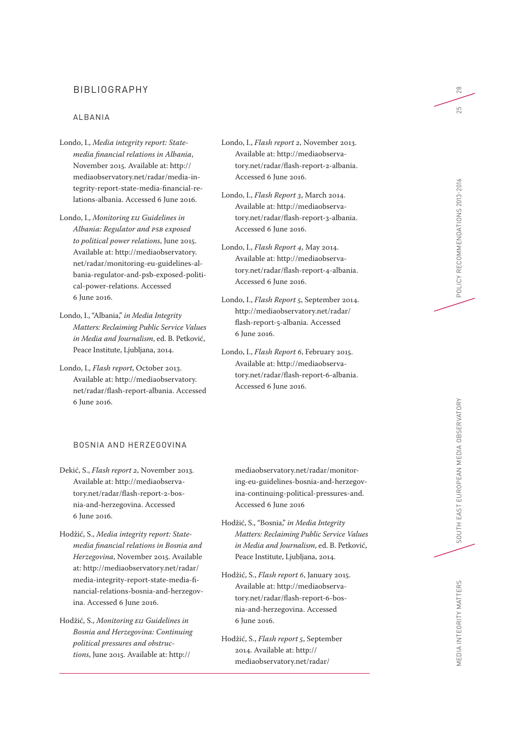# BIBLIOGRAPHY

## ALBANIA

Londo, I., *Media integrity report: State-media financial relations in Albania*, November 2015. Available at: http://mediaobservatory.net/radar/media-integrity-report-state-media-financial-relations-albania. Accessed 6 June 2016.

Londo, I., *Monitoring EU Guidelines in Albania: Regulator and PSB exposed to political power relations*, June 2015. Available at: http://mediaobservatory.net/radar/monitoring-eu-guidelines-albania-regulator-and-psb-exposed-political-power-relations. Accessed 6 June 2016.

Londo, I., "Albania," *in Media Integrity Matters: Reclaiming Public Service Values in Media and Journalism*, ed. B. Petković, Peace Institute, Ljubljana, 2014.

Londo, I., *Flash report*, October 2013. Available at: http://mediaobservatory.net/radar/flash-report-albania. Accessed 6 June 2016.

Londo, I., *Flash report 2*, November 2013. Available at: http://mediaobservatory.net/radar/flash-report-2-albania. Accessed 6 June 2016.

Londo, I., *Flash Report 3*, March 2014. Available at: http://mediaobservatory.net/radar/flash-report-3-albania. Accessed 6 June 2016.

Londo, I., *Flash Report 4*, May 2014. Available at: http://mediaobservatory.net/radar/flash-report-4-albania. Accessed 6 June 2016.

Londo, I., *Flash Report 5*, September 2014. http://mediaobservatory.net/radar/flash-report-5-albania. Accessed 6 June 2016.

Londo, I., *Flash Report 6*, February 2015. Available at: http://mediaobservatory.net/radar/flash-report-6-albania. Accessed 6 June 2016.

## BOSNIA AND HERZEGOVINA

Dekić, S., *Flash report 2*, November 2013. Available at: http://mediaobservatory.net/radar/flash-report-2-bosnia-and-herzegovina. Accessed 6 June 2016.

Hodžić, S., *Media integrity report: State-media financial relations in Bosnia and Herzegovina*, November 2015. Available at: http://mediaobservatory.net/radar/media-integrity-report-state-media-financial-relations-bosnia-and-herzegovina. Accessed 6 June 2016.

Hodžić, S., *Monitoring EU Guidelines in Bosnia and Herzegovina: Continuing political pressures and obstructions*, June 2015. Available at: http://mediaobservatory.net/radar/monitoring-eu-guidelines-bosnia-and-herzegovina-continuing-political-pressures-and. Accessed 6 June 2016

Hodžić, S., "Bosnia," *in Media Integrity Matters: Reclaiming Public Service Values in Media and Journalism*, ed. B. Petković, Peace Institute, Ljubljana, 2014.

Hodžić, S., *Flash report 6*, January 2015. Available at: http://mediaobservatory.net/radar/flash-report-6-bosnia-and-herzegovina. Accessed 6 June 2016.

Hodžić, S., *Flash report 5*, September 2014. Available at: http://mediaobservatory.net/radar/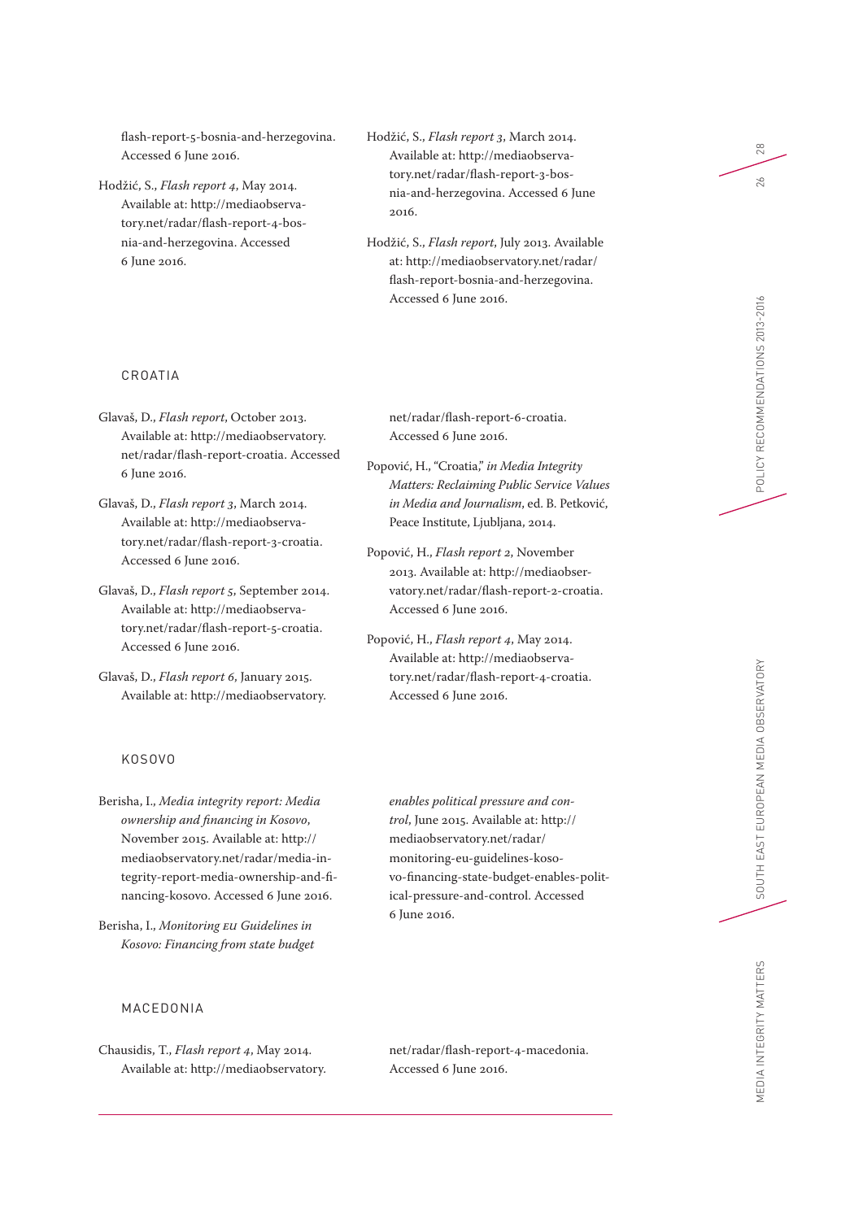flash-report-5-bosnia-and-herzegovina. Accessed 6 June 2016.

Hodžić, S., *Flash report 4*, May 2014. Available at: http://mediaobservatory.net/radar/flash-report-4-bosnia-and-herzegovina. Accessed 6 June 2016.

Hodžić, S., *Flash report 3*, March 2014. Available at: http://mediaobservatory.net/radar/flash-report-3-bosnia-and-herzegovina. Accessed 6 June 2016.

Hodžić, S., *Flash report*, July 2013. Available at: http://mediaobservatory.net/radar/flash-report-bosnia-and-herzegovina. Accessed 6 June 2016.

## CROATIA

Glavaš, D., *Flash report*, October 2013. Available at: http://mediaobservatory.net/radar/flash-report-croatia. Accessed 6 June 2016.

Glavaš, D., *Flash report 3*, March 2014. Available at: http://mediaobservatory.net/radar/flash-report-3-croatia. Accessed 6 June 2016.

Glavaš, D., *Flash report 5*, September 2014. Available at: http://mediaobservatory.net/radar/flash-report-5-croatia. Accessed 6 June 2016.

Glavaš, D., *Flash report 6*, January 2015. Available at: http://mediaobservatory.net/radar/flash-report-6-croatia. Accessed 6 June 2016.

Popović, H., "Croatia," *in Media Integrity Matters: Reclaiming Public Service Values in Media and Journalism*, ed. B. Petković, Peace Institute, Ljubljana, 2014.

Popović, H., *Flash report 2*, November 2013. Available at: http://mediaobservatory.net/radar/flash-report-2-croatia. Accessed 6 June 2016.

Popović, H., *Flash report 4*, May 2014. Available at: http://mediaobservatory.net/radar/flash-report-4-croatia. Accessed 6 June 2016.

## KOSOVO

Berisha, I., *Media integrity report: Media ownership and financing in Kosovo*, November 2015. Available at: http://mediaobservatory.net/radar/media-integrity-report-media-ownership-and-financing-kosovo. Accessed 6 June 2016.

Berisha, I., *Monitoring EU Guidelines in Kosovo: Financing from state budget enables political pressure and control*, June 2015. Available at: http://mediaobservatory.net/radar/monitoring-eu-guidelines-kosovo-financing-state-budget-enables-political-pressure-and-control. Accessed 6 June 2016.

## MACEDONIA

Chausidis, T., *Flash report 4*, May 2014. Available at: http://mediaobservatory.net/radar/flash-report-4-macedonia. Accessed 6 June 2016.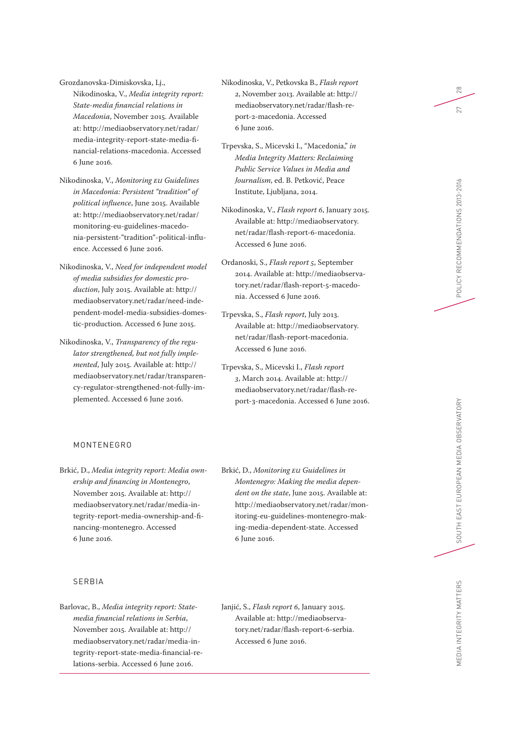Grozdanovska-Dimiskovska, Lj., Nikodinoska, V., *Media integrity report: State-media financial relations in Macedonia*, November 2015. Available at: http://mediaobservatory.net/radar/media-integrity-report-state-media-financial-relations-macedonia. Accessed 6 June 2016.

Nikodinoska, V., *Monitoring EU Guidelines in Macedonia: Persistent "tradition" of political influence*, June 2015. Available at: http://mediaobservatory.net/radar/monitoring-eu-guidelines-macedonia-persistent-"tradition"-political-influence. Accessed 6 June 2016.

Nikodinoska, V., *Need for independent model of media subsidies for domestic production*, July 2015. Available at: http://mediaobservatory.net/radar/need-independent-model-media-subsidies-domestic-production. Accessed 6 June 2015.

Nikodinoska, V., *Transparency of the regulator strengthened, but not fully implemented*, July 2015. Available at: http://mediaobservatory.net/radar/transparency-regulator-strengthened-not-fully-implemented. Accessed 6 June 2016.

Nikodinoska, V., Petkovska B., *Flash report 2*, November 2013. Available at: http://mediaobservatory.net/radar/flash-report-2-macedonia. Accessed 6 June 2016.

Trpevska, S., Micevski I., "Macedonia," *in Media Integrity Matters: Reclaiming Public Service Values in Media and Journalism*, ed. B. Petković, Peace Institute, Ljubljana, 2014.

Nikodinoska, V., *Flash report 6*, January 2015. Available at: http://mediaobservatory.net/radar/flash-report-6-macedonia. Accessed 6 June 2016.

Ordanoski, S., *Flash report 5*, September 2014. Available at: http://mediaobservatory.net/radar/flash-report-5-macedonia. Accessed 6 June 2016.

Trpevska, S., *Flash report*, July 2013. Available at: http://mediaobservatory.net/radar/flash-report-macedonia. Accessed 6 June 2016.

Trpevska, S., Micevski I., *Flash report 3*, March 2014. Available at: http://mediaobservatory.net/radar/flash-report-3-macedonia. Accessed 6 June 2016.

## MONTENEGRO

Brkić, D., *Media integrity report: Media ownership and financing in Montenegro*, November 2015. Available at: http://mediaobservatory.net/radar/media-integrity-report-media-ownership-and-financing-montenegro. Accessed 6 June 2016.

Brkić, D., *Monitoring EU Guidelines in Montenegro: Making the media dependent on the state*, June 2015. Available at: http://mediaobservatory.net/radar/monitoring-eu-guidelines-montenegro-making-media-dependent-state. Accessed 6 June 2016.

## SERBIA

Barlovac, B., *Media integrity report: State-media financial relations in Serbia*, November 2015. Available at: http://mediaobservatory.net/radar/media-integrity-report-state-media-financial-relations-serbia. Accessed 6 June 2016.

Janjić, S., *Flash report 6*, January 2015. Available at: http://mediaobservatory.net/radar/flash-report-6-serbia. Accessed 6 June 2016.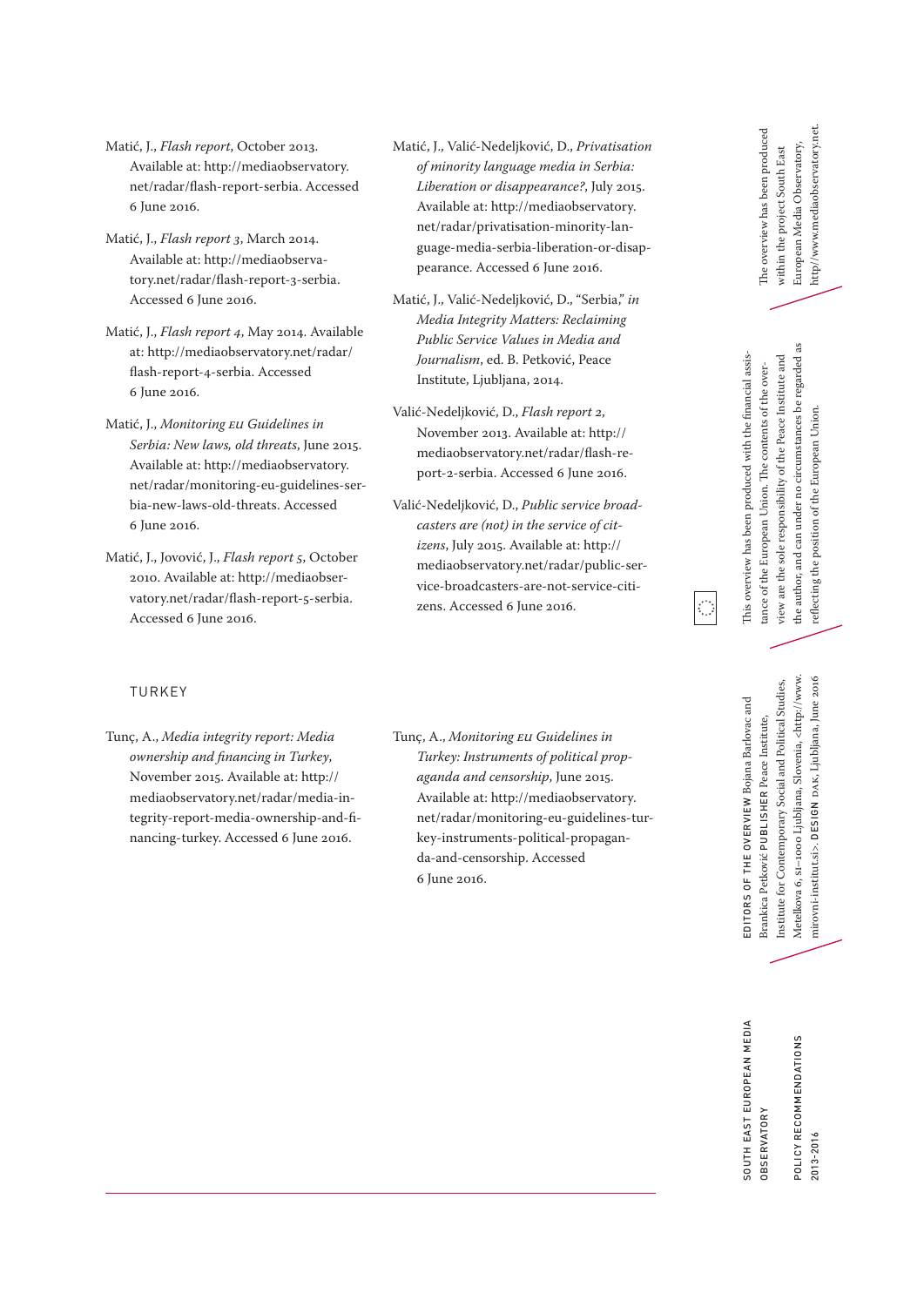Matić, J., *Flash report*, October 2013. Available at: http://mediaobservatory.net/radar/flash-report-serbia. Accessed 6 June 2016.

Matić, J., *Flash report 3*, March 2014. Available at: http://mediaobservatory.net/radar/flash-report-3-serbia. Accessed 6 June 2016.

Matić, J., *Flash report 4*, May 2014. Available at: http://mediaobservatory.net/radar/flash-report-4-serbia. Accessed 6 June 2016.

Matić, J., *Monitoring EU Guidelines in Serbia: New laws, old threats*, June 2015. Available at: http://mediaobservatory.net/radar/monitoring-eu-guidelines-serbia-new-laws-old-threats. Accessed 6 June 2016.

Matić, J., Jovović, J., *Flash report 5*, October 2010. Available at: http://mediaobservatory.net/radar/flash-report-5-serbia. Accessed 6 June 2016.

Matić, J., Valić-Nedeljković, D., *Privatisation of minority language media in Serbia: Liberation or disappearance?*, July 2015. Available at: http://mediaobservatory.net/radar/privatisation-minority-language-media-serbia-liberation-or-disappearance. Accessed 6 June 2016.

Matić, J., Valić-Nedeljković, D., "Serbia," *in Media Integrity Matters: Reclaiming Public Service Values in Media and Journalism*, ed. B. Petković, Peace Institute, Ljubljana, 2014.

Valić-Nedeljković, D., *Flash report 2*, November 2013. Available at: http://mediaobservatory.net/radar/flash-report-2-serbia. Accessed 6 June 2016.

Valić-Nedeljković, D., *Public service broadcasters are (not) in the service of citizens*, July 2015. Available at: http://mediaobservatory.net/radar/public-service-broadcasters-are-not-service-citizens. Accessed 6 June 2016.

## TURKEY

Tunç, A., *Media integrity report: Media ownership and financing in Turkey*, November 2015. Available at: http://mediaobservatory.net/radar/media-integrity-report-media-ownership-and-financing-turkey. Accessed 6 June 2016.

Tunç, A., *Monitoring EU Guidelines in Turkey: Instruments of political propaganda and censorship*, June 2015. Available at: http://mediaobservatory.net/radar/monitoring-eu-guidelines-turkey-instruments-political-propaganda-and-censorship. Accessed 6 June 2016.

The overview has been produced within the project South East European Media Observatory, http//www.mediaobservatory.net.

This overview has been produced with the financial assistance of the European Union. The contents of the overview are the sole responsibility of the Peace Institute and the author, and can under no circumstances be regarded as reflecting the position of the European Union.

EDITORS OF THE OVERVIEW Bojana Barlovac and Brankica Petković PUBLISHER Peace Institute, Institute for Contemporary Social and Political Studies, Metelkova 6, SI–1000 Ljubljana, Slovenia, <http://www.mirovni-institut.si>. DESIGN DAK, Ljubljana, June 2016

SOUTH EAST EUROPEAN MEDIA OBSERVATORY

POLICY RECOMMENDATIONS 2013–2016